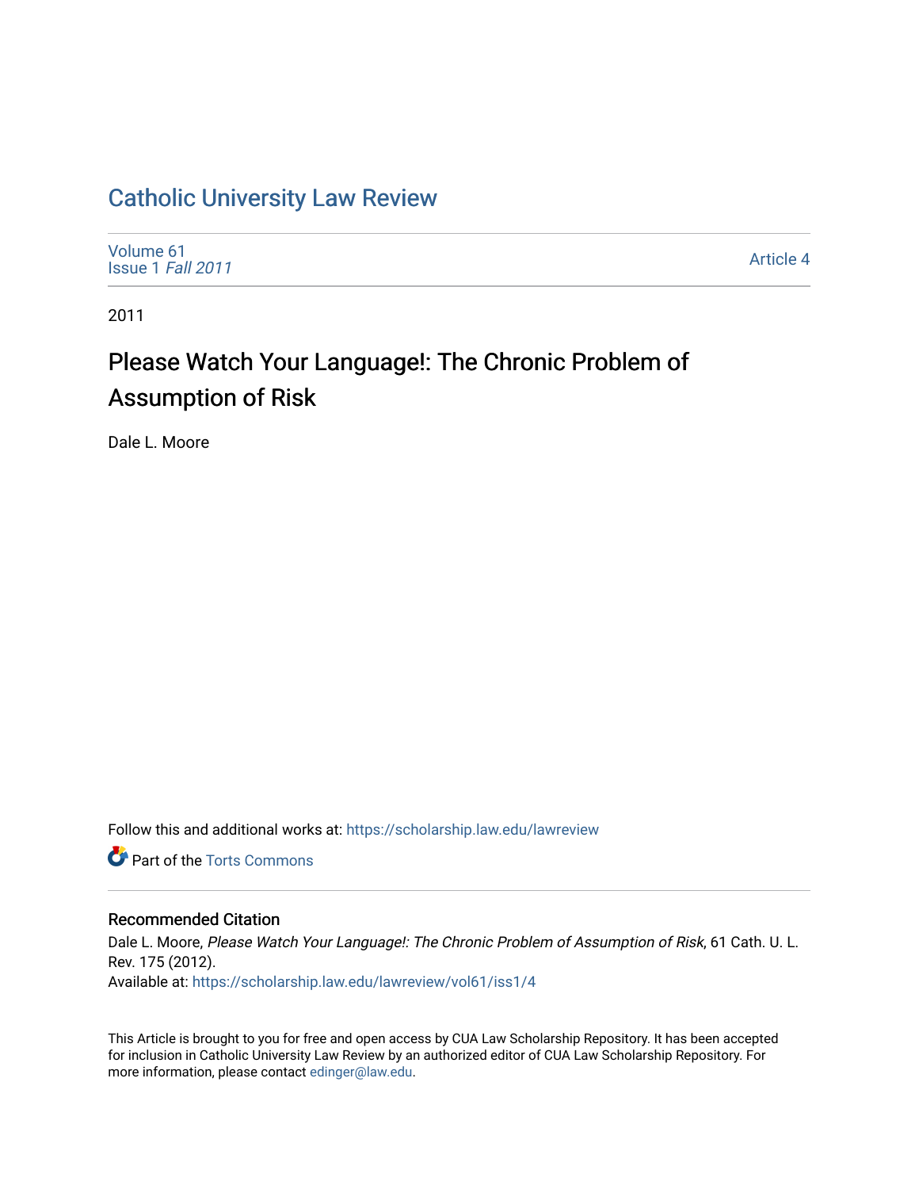# Catholic University Law Review

Volume 61
Issue 1 *Fall 2011*

Article 4

2011

## Please Watch Your Language!: The Chronic Problem of Assumption of Risk

Dale L. Moore

Follow this and additional works at: https://scholarship.law.edu/lawreview

Part of the Torts Commons

### Recommended Citation

Dale L. Moore, *Please Watch Your Language!: The Chronic Problem of Assumption of Risk*, 61 Cath. U. L. Rev. 175 (2012).
Available at: https://scholarship.law.edu/lawreview/vol61/iss1/4

This Article is brought to you for free and open access by CUA Law Scholarship Repository. It has been accepted for inclusion in Catholic University Law Review by an authorized editor of CUA Law Scholarship Repository. For more information, please contact edinger@law.edu.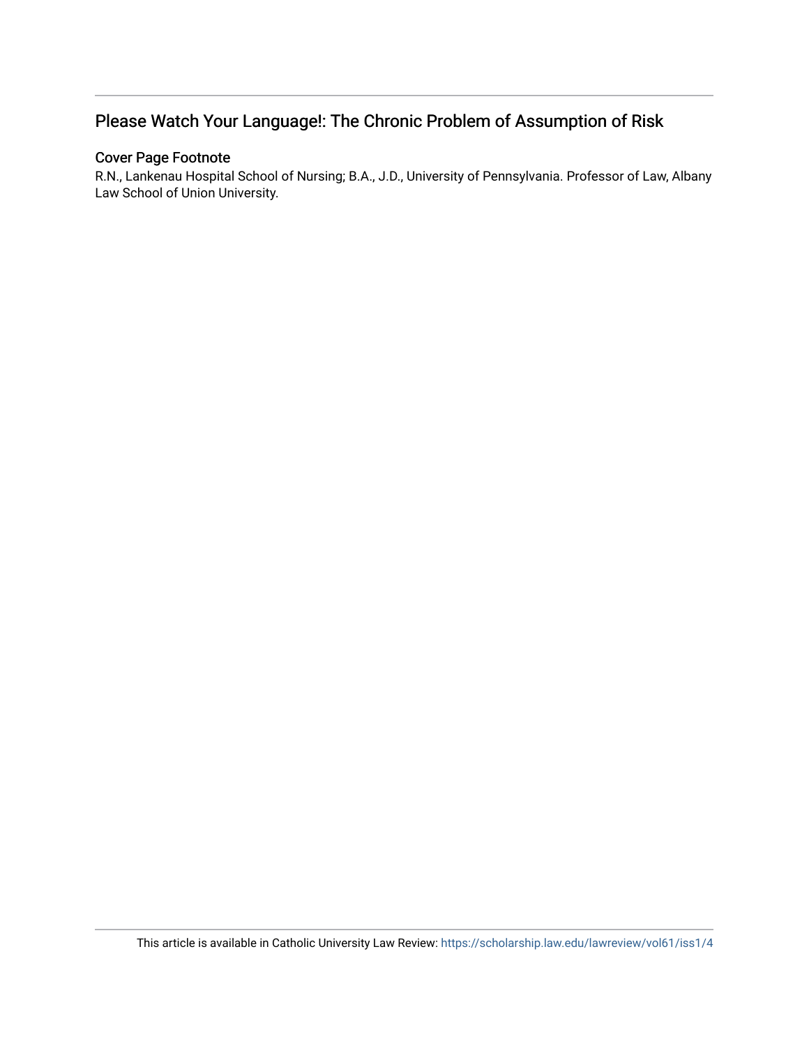## Please Watch Your Language!: The Chronic Problem of Assumption of Risk

### Cover Page Footnote

R.N., Lankenau Hospital School of Nursing; B.A., J.D., University of Pennsylvania. Professor of Law, Albany Law School of Union University.

This article is available in Catholic University Law Review: https://scholarship.law.edu/lawreview/vol61/iss1/4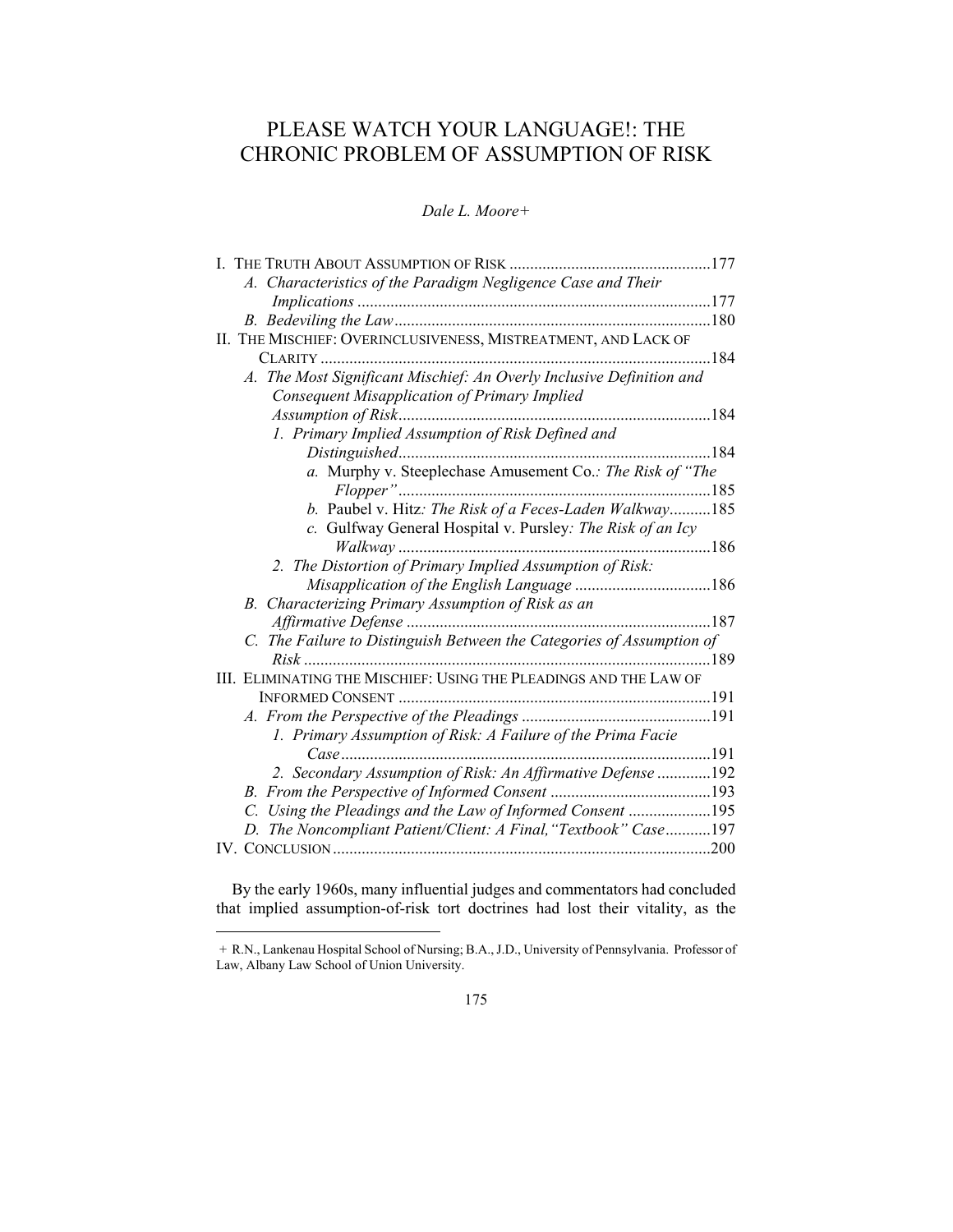# PLEASE WATCH YOUR LANGUAGE!: THE CHRONIC PROBLEM OF ASSUMPTION OF RISK

*Dale L. Moore+*

I. THE TRUTH ABOUT ASSUMPTION OF RISK ....177
  A. *Characteristics of the Paradigm Negligence Case and Their Implications* ....177
  B. *Bedeviling the Law* ....180
II. THE MISCHIEF: OVERINCLUSIVENESS, MISTREATMENT, AND LACK OF CLARITY ....184
  A. *The Most Significant Mischief: An Overly Inclusive Definition and Consequent Misapplication of Primary Implied Assumption of Risk* ....184
    1. *Primary Implied Assumption of Risk Defined and Distinguished* ....184
      a. Murphy v. Steeplechase Amusement Co.*: The Risk of "The Flopper"* ....185
      b. Paubel v. Hitz*: The Risk of a Feces-Laden Walkway* ....185
      c. Gulfway General Hospital v. Pursley*: The Risk of an Icy Walkway* ....186
    2. *The Distortion of Primary Implied Assumption of Risk: Misapplication of the English Language* ....186
  B. *Characterizing Primary Assumption of Risk as an Affirmative Defense* ....187
  C. *The Failure to Distinguish Between the Categories of Assumption of Risk* ....189
III. ELIMINATING THE MISCHIEF: USING THE PLEADINGS AND THE LAW OF INFORMED CONSENT ....191
  A. *From the Perspective of the Pleadings* ....191
    1. *Primary Assumption of Risk: A Failure of the Prima Facie Case* ....191
    2. *Secondary Assumption of Risk: An Affirmative Defense* ....192
  B. *From the Perspective of Informed Consent* ....193
  C. *Using the Pleadings and the Law of Informed Consent* ....195
  D. *The Noncompliant Patient/Client: A Final, "Textbook" Case* ....197
IV. CONCLUSION ....200

By the early 1960s, many influential judges and commentators had concluded that implied assumption-of-risk tort doctrines had lost their vitality, as the

---

+ R.N., Lankenau Hospital School of Nursing; B.A., J.D., University of Pennsylvania. Professor of Law, Albany Law School of Union University.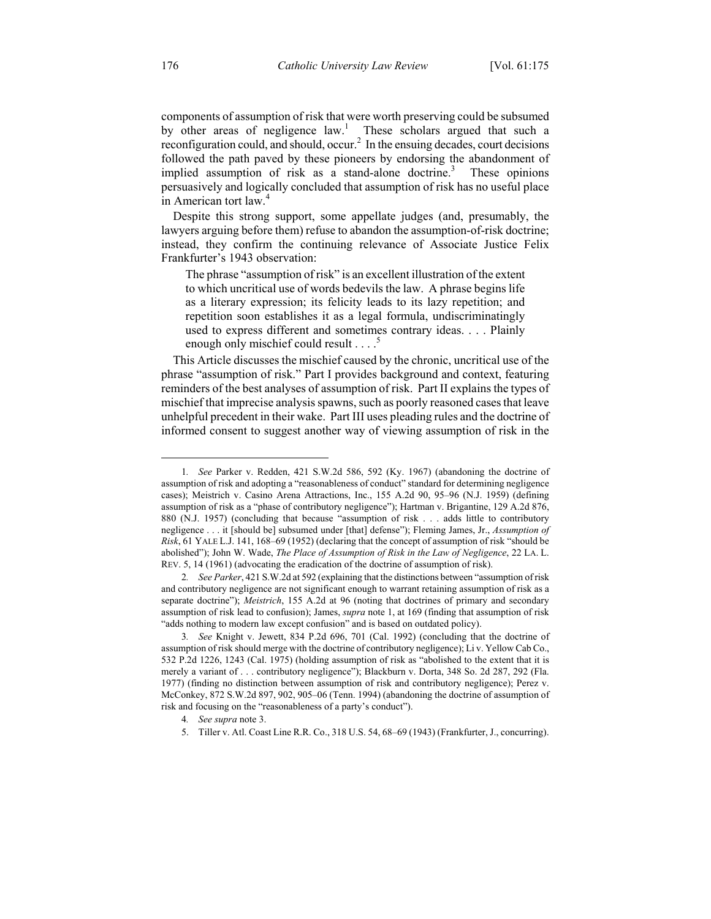components of assumption of risk that were worth preserving could be subsumed by other areas of negligence law.[1] These scholars argued that such a reconfiguration could, and should, occur.[2] In the ensuing decades, court decisions followed the path paved by these pioneers by endorsing the abandonment of implied assumption of risk as a stand-alone doctrine.[3] These opinions persuasively and logically concluded that assumption of risk has no useful place in American tort law.[4]

Despite this strong support, some appellate judges (and, presumably, the lawyers arguing before them) refuse to abandon the assumption-of-risk doctrine; instead, they confirm the continuing relevance of Associate Justice Felix Frankfurter's 1943 observation:

> The phrase "assumption of risk" is an excellent illustration of the extent to which uncritical use of words bedevils the law. A phrase begins life as a literary expression; its felicity leads to its lazy repetition; and repetition soon establishes it as a legal formula, undiscriminatingly used to express different and sometimes contrary ideas. . . . Plainly enough only mischief could result . . . .[5]

This Article discusses the mischief caused by the chronic, uncritical use of the phrase "assumption of risk." Part I provides background and context, featuring reminders of the best analyses of assumption of risk. Part II explains the types of mischief that imprecise analysis spawns, such as poorly reasoned cases that leave unhelpful precedent in their wake. Part III uses pleading rules and the doctrine of informed consent to suggest another way of viewing assumption of risk in the

---

1. *See* Parker v. Redden, 421 S.W.2d 586, 592 (Ky. 1967) (abandoning the doctrine of assumption of risk and adopting a "reasonableness of conduct" standard for determining negligence cases); Meistrich v. Casino Arena Attractions, Inc., 155 A.2d 90, 95–96 (N.J. 1959) (defining assumption of risk as a "phase of contributory negligence"); Hartman v. Brigantine, 129 A.2d 876, 880 (N.J. 1957) (concluding that because "assumption of risk . . . adds little to contributory negligence . . . it [should be] subsumed under [that] defense"); Fleming James, Jr., *Assumption of Risk*, 61 YALE L.J. 141, 168–69 (1952) (declaring that the concept of assumption of risk "should be abolished"); John W. Wade, *The Place of Assumption of Risk in the Law of Negligence*, 22 LA. L. REV. 5, 14 (1961) (advocating the eradication of the doctrine of assumption of risk).

2. *See Parker*, 421 S.W.2d at 592 (explaining that the distinctions between "assumption of risk and contributory negligence are not significant enough to warrant retaining assumption of risk as a separate doctrine"); *Meistrich*, 155 A.2d at 96 (noting that doctrines of primary and secondary assumption of risk lead to confusion); James, *supra* note 1, at 169 (finding that assumption of risk "adds nothing to modern law except confusion" and is based on outdated policy).

3. *See* Knight v. Jewett, 834 P.2d 696, 701 (Cal. 1992) (concluding that the doctrine of assumption of risk should merge with the doctrine of contributory negligence); Li v. Yellow Cab Co., 532 P.2d 1226, 1243 (Cal. 1975) (holding assumption of risk as "abolished to the extent that it is merely a variant of . . . contributory negligence"); Blackburn v. Dorta, 348 So. 2d 287, 292 (Fla. 1977) (finding no distinction between assumption of risk and contributory negligence); Perez v. McConkey, 872 S.W.2d 897, 902, 905–06 (Tenn. 1994) (abandoning the doctrine of assumption of risk and focusing on the "reasonableness of a party's conduct").

4. *See supra* note 3.

5. Tiller v. Atl. Coast Line R.R. Co., 318 U.S. 54, 68–69 (1943) (Frankfurter, J., concurring).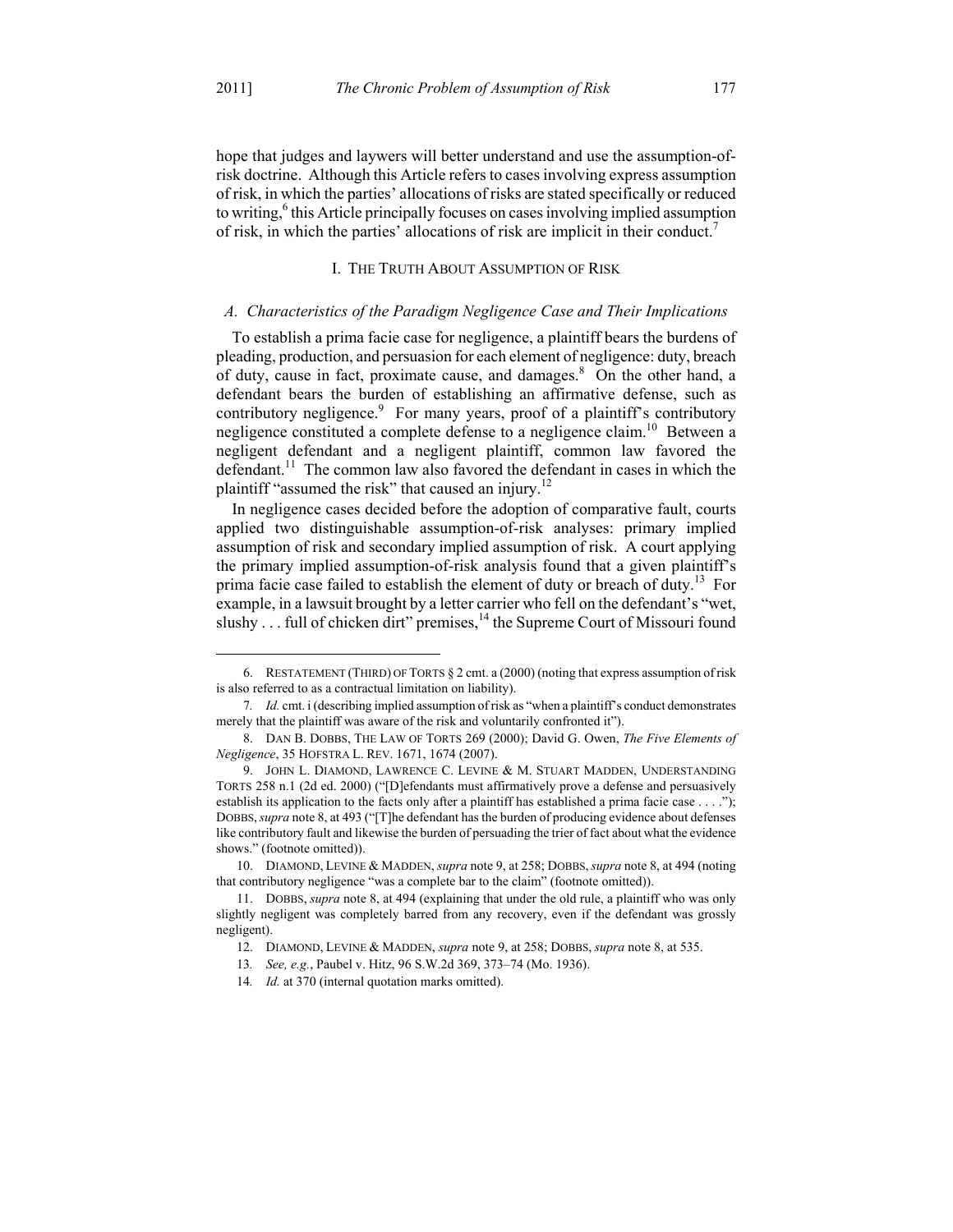hope that judges and laywers will better understand and use the assumption-of-risk doctrine. Although this Article refers to cases involving express assumption of risk, in which the parties' allocations of risks are stated specifically or reduced to writing,[6] this Article principally focuses on cases involving implied assumption of risk, in which the parties' allocations of risk are implicit in their conduct.[7]

## I. THE TRUTH ABOUT ASSUMPTION OF RISK

### *A. Characteristics of the Paradigm Negligence Case and Their Implications*

To establish a prima facie case for negligence, a plaintiff bears the burdens of pleading, production, and persuasion for each element of negligence: duty, breach of duty, cause in fact, proximate cause, and damages.[8] On the other hand, a defendant bears the burden of establishing an affirmative defense, such as contributory negligence.[9] For many years, proof of a plaintiff's contributory negligence constituted a complete defense to a negligence claim.[10] Between a negligent defendant and a negligent plaintiff, common law favored the defendant.[11] The common law also favored the defendant in cases in which the plaintiff "assumed the risk" that caused an injury.[12]

In negligence cases decided before the adoption of comparative fault, courts applied two distinguishable assumption-of-risk analyses: primary implied assumption of risk and secondary implied assumption of risk. A court applying the primary implied assumption-of-risk analysis found that a given plaintiff's prima facie case failed to establish the element of duty or breach of duty.[13] For example, in a lawsuit brought by a letter carrier who fell on the defendant's "wet, slushy . . . full of chicken dirt" premises,[14] the Supreme Court of Missouri found

---

6. RESTATEMENT (THIRD) OF TORTS § 2 cmt. a (2000) (noting that express assumption of risk is also referred to as a contractual limitation on liability).

7. *Id.* cmt. i (describing implied assumption of risk as "when a plaintiff's conduct demonstrates merely that the plaintiff was aware of the risk and voluntarily confronted it").

8. DAN B. DOBBS, THE LAW OF TORTS 269 (2000); David G. Owen, *The Five Elements of Negligence*, 35 HOFSTRA L. REV. 1671, 1674 (2007).

9. JOHN L. DIAMOND, LAWRENCE C. LEVINE & M. STUART MADDEN, UNDERSTANDING TORTS 258 n.1 (2d ed. 2000) ("[D]efendants must affirmatively prove a defense and persuasively establish its application to the facts only after a plaintiff has established a prima facie case . . . ."); DOBBS, *supra* note 8, at 493 ("[T]he defendant has the burden of producing evidence about defenses like contributory fault and likewise the burden of persuading the trier of fact about what the evidence shows." (footnote omitted)).

10. DIAMOND, LEVINE & MADDEN, *supra* note 9, at 258; DOBBS, *supra* note 8, at 494 (noting that contributory negligence "was a complete bar to the claim" (footnote omitted)).

11. DOBBS, *supra* note 8, at 494 (explaining that under the old rule, a plaintiff who was only slightly negligent was completely barred from any recovery, even if the defendant was grossly negligent).

12. DIAMOND, LEVINE & MADDEN, *supra* note 9, at 258; DOBBS, *supra* note 8, at 535.

13. *See, e.g.*, Paubel v. Hitz, 96 S.W.2d 369, 373–74 (Mo. 1936).

14. *Id.* at 370 (internal quotation marks omitted).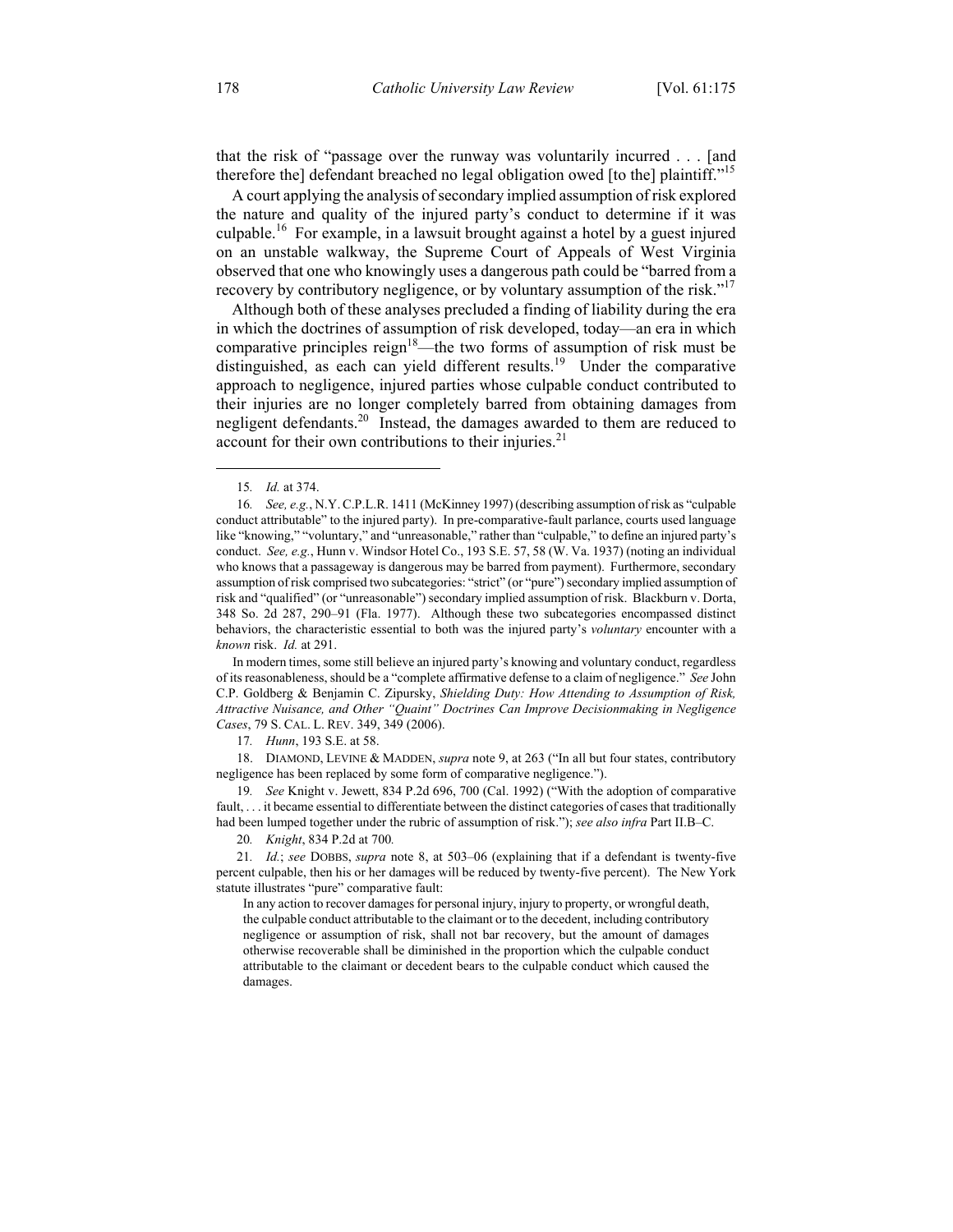that the risk of "passage over the runway was voluntarily incurred . . . [and therefore the] defendant breached no legal obligation owed [to the] plaintiff."[15]

A court applying the analysis of secondary implied assumption of risk explored the nature and quality of the injured party's conduct to determine if it was culpable.[16] For example, in a lawsuit brought against a hotel by a guest injured on an unstable walkway, the Supreme Court of Appeals of West Virginia observed that one who knowingly uses a dangerous path could be "barred from a recovery by contributory negligence, or by voluntary assumption of the risk."[17]

Although both of these analyses precluded a finding of liability during the era in which the doctrines of assumption of risk developed, today—an era in which comparative principles reign[18]—the two forms of assumption of risk must be distinguished, as each can yield different results.[19] Under the comparative approach to negligence, injured parties whose culpable conduct contributed to their injuries are no longer completely barred from obtaining damages from negligent defendants.[20] Instead, the damages awarded to them are reduced to account for their own contributions to their injuries.[21]

---

15. *Id.* at 374.

16. *See, e.g.*, N.Y. C.P.L.R. 1411 (McKinney 1997) (describing assumption of risk as "culpable conduct attributable" to the injured party). In pre-comparative-fault parlance, courts used language like "knowing," "voluntary," and "unreasonable," rather than "culpable," to define an injured party's conduct. *See, e.g.*, Hunn v. Windsor Hotel Co., 193 S.E. 57, 58 (W. Va. 1937) (noting an individual who knows that a passageway is dangerous may be barred from payment). Furthermore, secondary assumption of risk comprised two subcategories: "strict" (or "pure") secondary implied assumption of risk and "qualified" (or "unreasonable") secondary implied assumption of risk. Blackburn v. Dorta, 348 So. 2d 287, 290–91 (Fla. 1977). Although these two subcategories encompassed distinct behaviors, the characteristic essential to both was the injured party's *voluntary* encounter with a *known* risk. *Id.* at 291.

In modern times, some still believe an injured party's knowing and voluntary conduct, regardless of its reasonableness, should be a "complete affirmative defense to a claim of negligence." *See* John C.P. Goldberg & Benjamin C. Zipursky, *Shielding Duty: How Attending to Assumption of Risk, Attractive Nuisance, and Other "Quaint" Doctrines Can Improve Decisionmaking in Negligence Cases*, 79 S. CAL. L. REV. 349, 349 (2006).

17. *Hunn*, 193 S.E. at 58.

18. DIAMOND, LEVINE & MADDEN, *supra* note 9, at 263 ("In all but four states, contributory negligence has been replaced by some form of comparative negligence.").

19. *See* Knight v. Jewett, 834 P.2d 696, 700 (Cal. 1992) ("With the adoption of comparative fault, . . . it became essential to differentiate between the distinct categories of cases that traditionally had been lumped together under the rubric of assumption of risk."); *see also infra* Part II.B–C.

20. *Knight*, 834 P.2d at 700.

21. *Id.*; *see* DOBBS, *supra* note 8, at 503–06 (explaining that if a defendant is twenty-five percent culpable, then his or her damages will be reduced by twenty-five percent). The New York statute illustrates "pure" comparative fault:

> In any action to recover damages for personal injury, injury to property, or wrongful death, the culpable conduct attributable to the claimant or to the decedent, including contributory negligence or assumption of risk, shall not bar recovery, but the amount of damages otherwise recoverable shall be diminished in the proportion which the culpable conduct attributable to the claimant or decedent bears to the culpable conduct which caused the damages.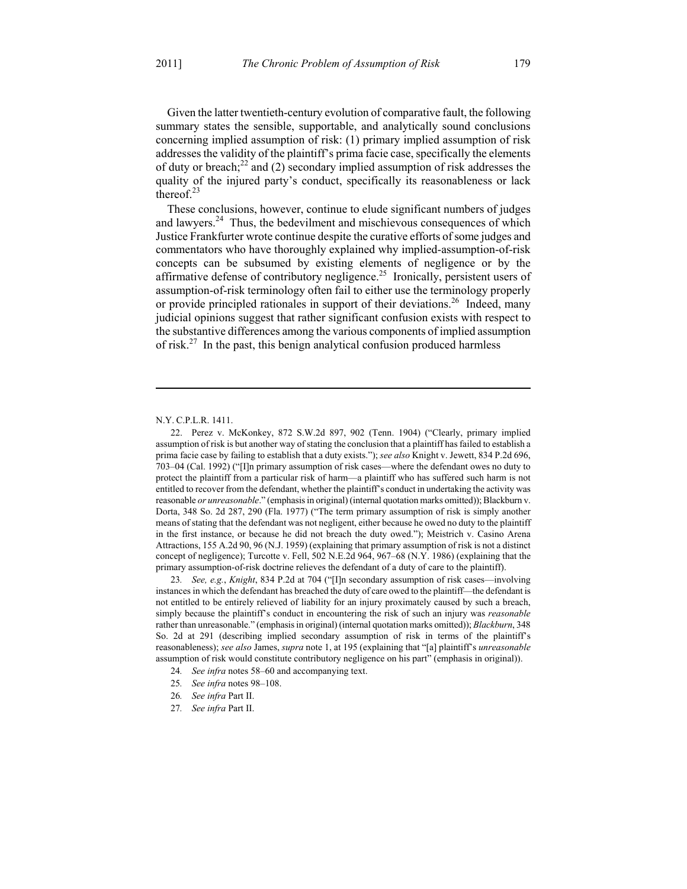Given the latter twentieth-century evolution of comparative fault, the following summary states the sensible, supportable, and analytically sound conclusions concerning implied assumption of risk: (1) primary implied assumption of risk addresses the validity of the plaintiff's prima facie case, specifically the elements of duty or breach;[22] and (2) secondary implied assumption of risk addresses the quality of the injured party's conduct, specifically its reasonableness or lack thereof.[23]

These conclusions, however, continue to elude significant numbers of judges and lawyers.[24] Thus, the bedevilment and mischievous consequences of which Justice Frankfurter wrote continue despite the curative efforts of some judges and commentators who have thoroughly explained why implied-assumption-of-risk concepts can be subsumed by existing elements of negligence or by the affirmative defense of contributory negligence.[25] Ironically, persistent users of assumption-of-risk terminology often fail to either use the terminology properly or provide principled rationales in support of their deviations.[26] Indeed, many judicial opinions suggest that rather significant confusion exists with respect to the substantive differences among the various components of implied assumption of risk.[27] In the past, this benign analytical confusion produced harmless

---

N.Y. C.P.L.R. 1411.

22. Perez v. McKonkey, 872 S.W.2d 897, 902 (Tenn. 1904) ("Clearly, primary implied assumption of risk is but another way of stating the conclusion that a plaintiff has failed to establish a prima facie case by failing to establish that a duty exists."); *see also* Knight v. Jewett, 834 P.2d 696, 703–04 (Cal. 1992) ("[I]n primary assumption of risk cases—where the defendant owes no duty to protect the plaintiff from a particular risk of harm—a plaintiff who has suffered such harm is not entitled to recover from the defendant, whether the plaintiff's conduct in undertaking the activity was reasonable *or unreasonable*." (emphasis in original) (internal quotation marks omitted)); Blackburn v. Dorta, 348 So. 2d 287, 290 (Fla. 1977) ("The term primary assumption of risk is simply another means of stating that the defendant was not negligent, either because he owed no duty to the plaintiff in the first instance, or because he did not breach the duty owed."); Meistrich v. Casino Arena Attractions, 155 A.2d 90, 96 (N.J. 1959) (explaining that primary assumption of risk is not a distinct concept of negligence); Turcotte v. Fell, 502 N.E.2d 964, 967–68 (N.Y. 1986) (explaining that the primary assumption-of-risk doctrine relieves the defendant of a duty of care to the plaintiff).

23. *See, e.g.*, *Knight*, 834 P.2d at 704 ("[I]n secondary assumption of risk cases—involving instances in which the defendant has breached the duty of care owed to the plaintiff—the defendant is not entitled to be entirely relieved of liability for an injury proximately caused by such a breach, simply because the plaintiff's conduct in encountering the risk of such an injury was *reasonable* rather than unreasonable." (emphasis in original) (internal quotation marks omitted)); *Blackburn*, 348 So. 2d at 291 (describing implied secondary assumption of risk in terms of the plaintiff's reasonableness); *see also* James, *supra* note 1, at 195 (explaining that "[a] plaintiff's *unreasonable* assumption of risk would constitute contributory negligence on his part" (emphasis in original)).

24. *See infra* notes 58–60 and accompanying text.

25. *See infra* notes 98–108.

26. *See infra* Part II.

27. *See infra* Part II.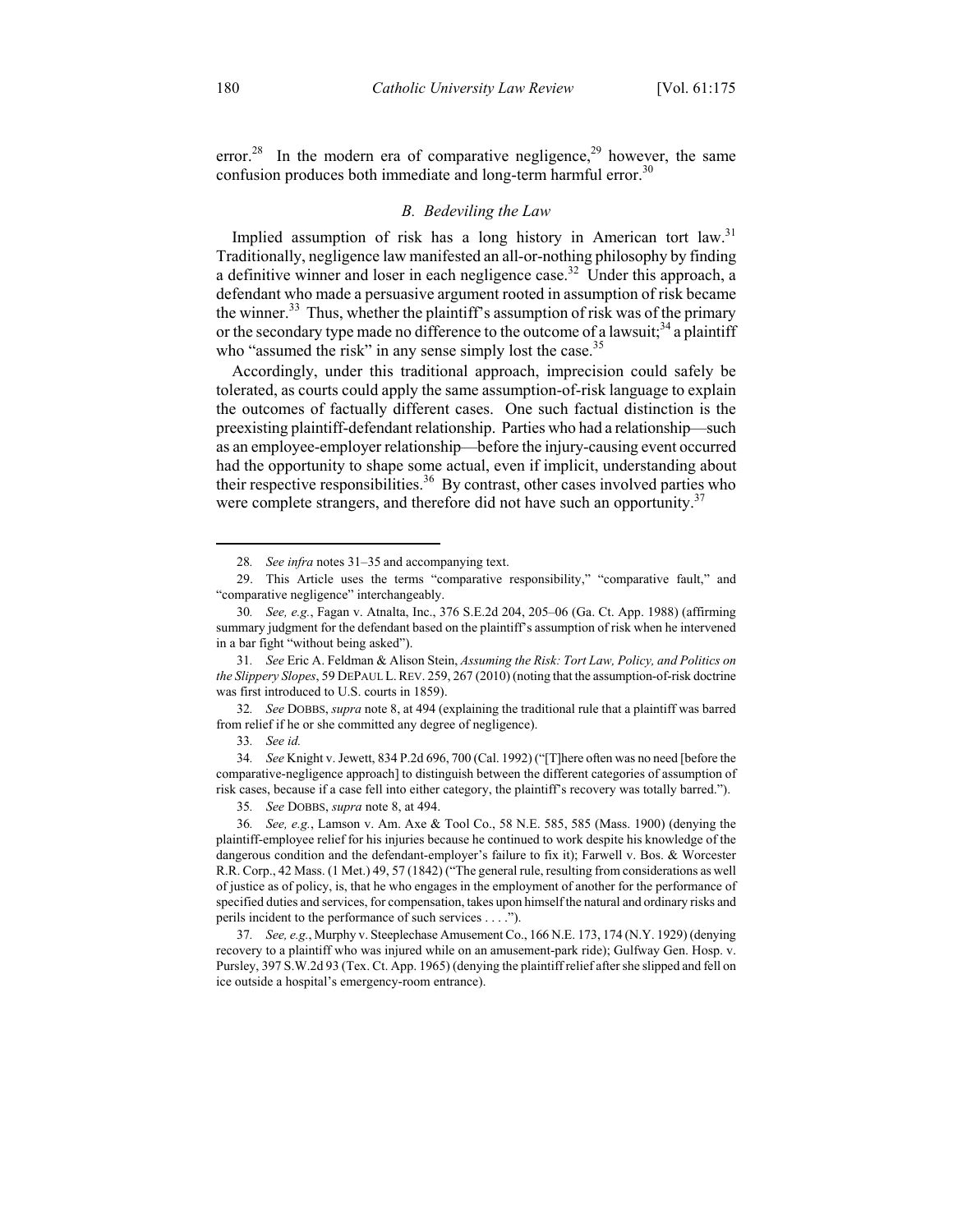error.[28] In the modern era of comparative negligence,[29] however, the same confusion produces both immediate and long-term harmful error.[30]

### *B. Bedeviling the Law*

Implied assumption of risk has a long history in American tort law.[31] Traditionally, negligence law manifested an all-or-nothing philosophy by finding a definitive winner and loser in each negligence case.[32] Under this approach, a defendant who made a persuasive argument rooted in assumption of risk became the winner.[33] Thus, whether the plaintiff's assumption of risk was of the primary or the secondary type made no difference to the outcome of a lawsuit;[34] a plaintiff who "assumed the risk" in any sense simply lost the case.[35]

Accordingly, under this traditional approach, imprecision could safely be tolerated, as courts could apply the same assumption-of-risk language to explain the outcomes of factually different cases. One such factual distinction is the preexisting plaintiff-defendant relationship. Parties who had a relationship—such as an employee-employer relationship—before the injury-causing event occurred had the opportunity to shape some actual, even if implicit, understanding about their respective responsibilities.[36] By contrast, other cases involved parties who were complete strangers, and therefore did not have such an opportunity.[37]

---

28. *See infra* notes 31–35 and accompanying text.

29. This Article uses the terms "comparative responsibility," "comparative fault," and "comparative negligence" interchangeably.

30. *See, e.g.*, Fagan v. Atnalta, Inc., 376 S.E.2d 204, 205–06 (Ga. Ct. App. 1988) (affirming summary judgment for the defendant based on the plaintiff's assumption of risk when he intervened in a bar fight "without being asked").

31. *See* Eric A. Feldman & Alison Stein, *Assuming the Risk: Tort Law, Policy, and Politics on the Slippery Slopes*, 59 DEPAUL L. REV. 259, 267 (2010) (noting that the assumption-of-risk doctrine was first introduced to U.S. courts in 1859).

32. *See* DOBBS, *supra* note 8, at 494 (explaining the traditional rule that a plaintiff was barred from relief if he or she committed any degree of negligence).

33. *See id.*

34. *See* Knight v. Jewett, 834 P.2d 696, 700 (Cal. 1992) ("[T]here often was no need [before the comparative-negligence approach] to distinguish between the different categories of assumption of risk cases, because if a case fell into either category, the plaintiff's recovery was totally barred.").

35. *See* DOBBS, *supra* note 8, at 494.

36. *See, e.g.*, Lamson v. Am. Axe & Tool Co., 58 N.E. 585, 585 (Mass. 1900) (denying the plaintiff-employee relief for his injuries because he continued to work despite his knowledge of the dangerous condition and the defendant-employer's failure to fix it); Farwell v. Bos. & Worcester R.R. Corp., 42 Mass. (1 Met.) 49, 57 (1842) ("The general rule, resulting from considerations as well of justice as of policy, is, that he who engages in the employment of another for the performance of specified duties and services, for compensation, takes upon himself the natural and ordinary risks and perils incident to the performance of such services . . . .").

37. *See, e.g.*, Murphy v. Steeplechase Amusement Co., 166 N.E. 173, 174 (N.Y. 1929) (denying recovery to a plaintiff who was injured while on an amusement-park ride); Gulfway Gen. Hosp. v. Pursley, 397 S.W.2d 93 (Tex. Ct. App. 1965) (denying the plaintiff relief after she slipped and fell on ice outside a hospital's emergency-room entrance).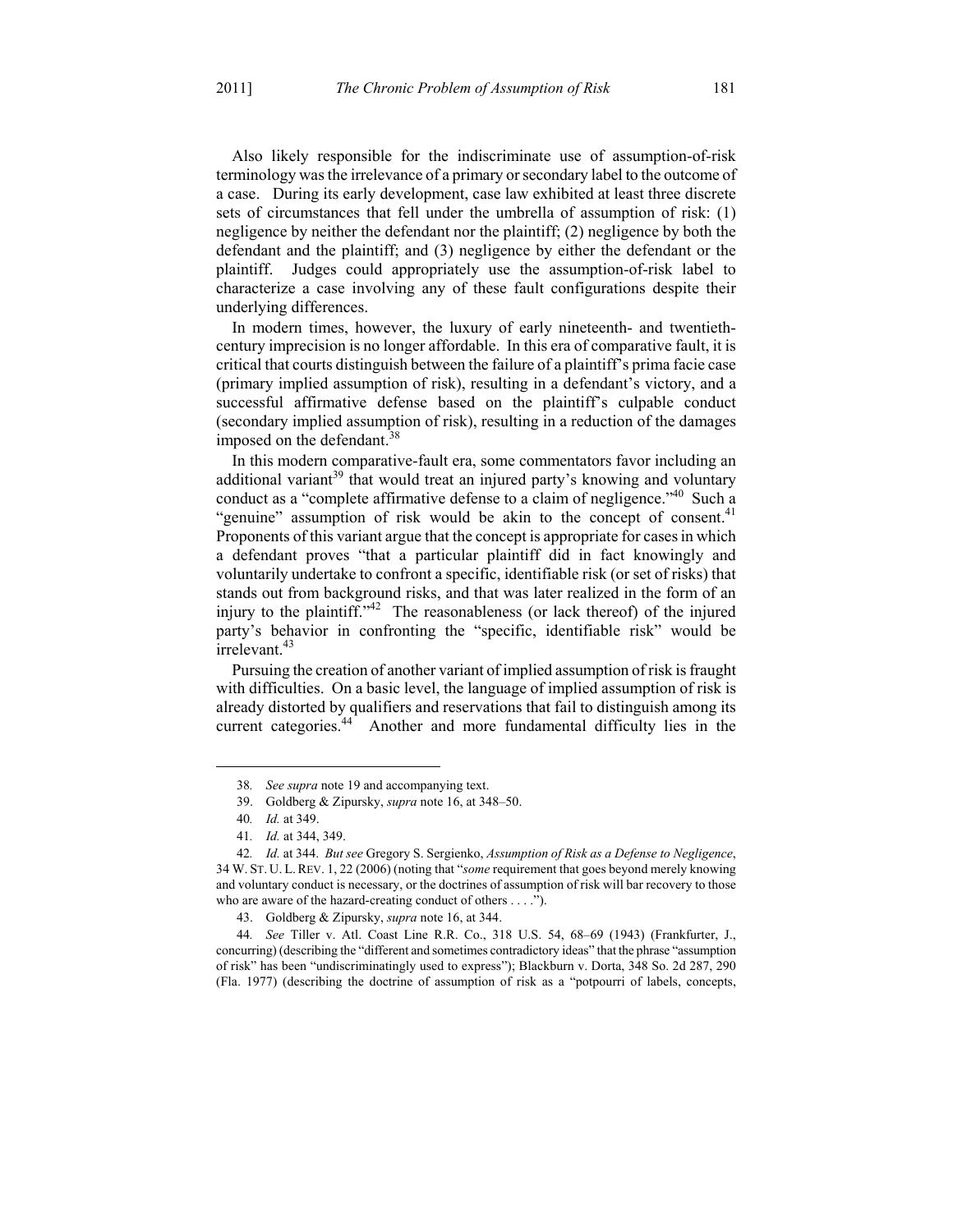Also likely responsible for the indiscriminate use of assumption-of-risk terminology was the irrelevance of a primary or secondary label to the outcome of a case. During its early development, case law exhibited at least three discrete sets of circumstances that fell under the umbrella of assumption of risk: (1) negligence by neither the defendant nor the plaintiff; (2) negligence by both the defendant and the plaintiff; and (3) negligence by either the defendant or the plaintiff. Judges could appropriately use the assumption-of-risk label to characterize a case involving any of these fault configurations despite their underlying differences.

In modern times, however, the luxury of early nineteenth- and twentieth-century imprecision is no longer affordable. In this era of comparative fault, it is critical that courts distinguish between the failure of a plaintiff's prima facie case (primary implied assumption of risk), resulting in a defendant's victory, and a successful affirmative defense based on the plaintiff's culpable conduct (secondary implied assumption of risk), resulting in a reduction of the damages imposed on the defendant.[38]

In this modern comparative-fault era, some commentators favor including an additional variant[39] that would treat an injured party's knowing and voluntary conduct as a "complete affirmative defense to a claim of negligence."[40] Such a "genuine" assumption of risk would be akin to the concept of consent.[41] Proponents of this variant argue that the concept is appropriate for cases in which a defendant proves "that a particular plaintiff did in fact knowingly and voluntarily undertake to confront a specific, identifiable risk (or set of risks) that stands out from background risks, and that was later realized in the form of an injury to the plaintiff."[42] The reasonableness (or lack thereof) of the injured party's behavior in confronting the "specific, identifiable risk" would be irrelevant.[43]

Pursuing the creation of another variant of implied assumption of risk is fraught with difficulties. On a basic level, the language of implied assumption of risk is already distorted by qualifiers and reservations that fail to distinguish among its current categories.[44] Another and more fundamental difficulty lies in the

---

38. *See supra* note 19 and accompanying text.

39. Goldberg & Zipursky, *supra* note 16, at 348–50.

40. *Id.* at 349.

41. *Id.* at 344, 349.

42. *Id.* at 344. *But see* Gregory S. Sergienko, *Assumption of Risk as a Defense to Negligence*, 34 W. ST. U. L. REV. 1, 22 (2006) (noting that "*some* requirement that goes beyond merely knowing and voluntary conduct is necessary, or the doctrines of assumption of risk will bar recovery to those who are aware of the hazard-creating conduct of others . . . .").

43. Goldberg & Zipursky, *supra* note 16, at 344.

44. *See* Tiller v. Atl. Coast Line R.R. Co., 318 U.S. 54, 68–69 (1943) (Frankfurter, J., concurring) (describing the "different and sometimes contradictory ideas" that the phrase "assumption of risk" has been "undiscriminatingly used to express"); Blackburn v. Dorta, 348 So. 2d 287, 290 (Fla. 1977) (describing the doctrine of assumption of risk as a "potpourri of labels, concepts,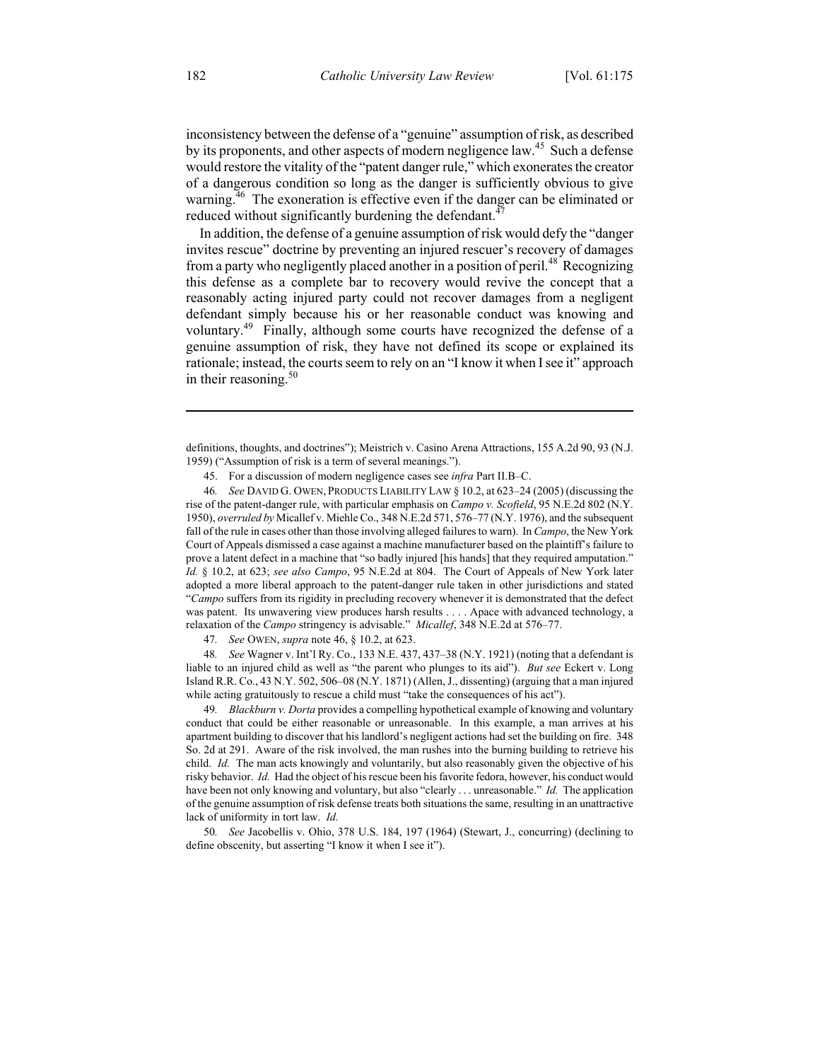inconsistency between the defense of a "genuine" assumption of risk, as described by its proponents, and other aspects of modern negligence law.[45] Such a defense would restore the vitality of the "patent danger rule," which exonerates the creator of a dangerous condition so long as the danger is sufficiently obvious to give warning.[46] The exoneration is effective even if the danger can be eliminated or reduced without significantly burdening the defendant.[47]

In addition, the defense of a genuine assumption of risk would defy the "danger invites rescue" doctrine by preventing an injured rescuer's recovery of damages from a party who negligently placed another in a position of peril.[48] Recognizing this defense as a complete bar to recovery would revive the concept that a reasonably acting injured party could not recover damages from a negligent defendant simply because his or her reasonable conduct was knowing and voluntary.[49] Finally, although some courts have recognized the defense of a genuine assumption of risk, they have not defined its scope or explained its rationale; instead, the courts seem to rely on an "I know it when I see it" approach in their reasoning.[50]

---

definitions, thoughts, and doctrines"); Meistrich v. Casino Arena Attractions, 155 A.2d 90, 93 (N.J. 1959) ("Assumption of risk is a term of several meanings.").

45. For a discussion of modern negligence cases see *infra* Part II.B–C.

46. *See* DAVID G. OWEN, PRODUCTS LIABILITY LAW § 10.2, at 623–24 (2005) (discussing the rise of the patent-danger rule, with particular emphasis on *Campo v. Scofield*, 95 N.E.2d 802 (N.Y. 1950), *overruled by* Micallef v. Miehle Co., 348 N.E.2d 571, 576–77 (N.Y. 1976), and the subsequent fall of the rule in cases other than those involving alleged failures to warn). In *Campo*, the New York Court of Appeals dismissed a case against a machine manufacturer based on the plaintiff's failure to prove a latent defect in a machine that "so badly injured [his hands] that they required amputation." *Id.* § 10.2, at 623; *see also Campo*, 95 N.E.2d at 804. The Court of Appeals of New York later adopted a more liberal approach to the patent-danger rule taken in other jurisdictions and stated "*Campo* suffers from its rigidity in precluding recovery whenever it is demonstrated that the defect was patent. Its unwavering view produces harsh results . . . . Apace with advanced technology, a relaxation of the *Campo* stringency is advisable." *Micallef*, 348 N.E.2d at 576–77.

47. *See* OWEN, *supra* note 46, § 10.2, at 623.

48. *See* Wagner v. Int'l Ry. Co., 133 N.E. 437, 437–38 (N.Y. 1921) (noting that a defendant is liable to an injured child as well as "the parent who plunges to its aid"). *But see* Eckert v. Long Island R.R. Co., 43 N.Y. 502, 506–08 (N.Y. 1871) (Allen, J., dissenting) (arguing that a man injured while acting gratuitously to rescue a child must "take the consequences of his act").

49. *Blackburn v. Dorta* provides a compelling hypothetical example of knowing and voluntary conduct that could be either reasonable or unreasonable. In this example, a man arrives at his apartment building to discover that his landlord's negligent actions had set the building on fire. 348 So. 2d at 291. Aware of the risk involved, the man rushes into the burning building to retrieve his child. *Id.* The man acts knowingly and voluntarily, but also reasonably given the objective of his risky behavior. *Id.* Had the object of his rescue been his favorite fedora, however, his conduct would have been not only knowing and voluntary, but also "clearly . . . unreasonable." *Id.* The application of the genuine assumption of risk defense treats both situations the same, resulting in an unattractive lack of uniformity in tort law. *Id.*

50. *See* Jacobellis v. Ohio, 378 U.S. 184, 197 (1964) (Stewart, J., concurring) (declining to define obscenity, but asserting "I know it when I see it").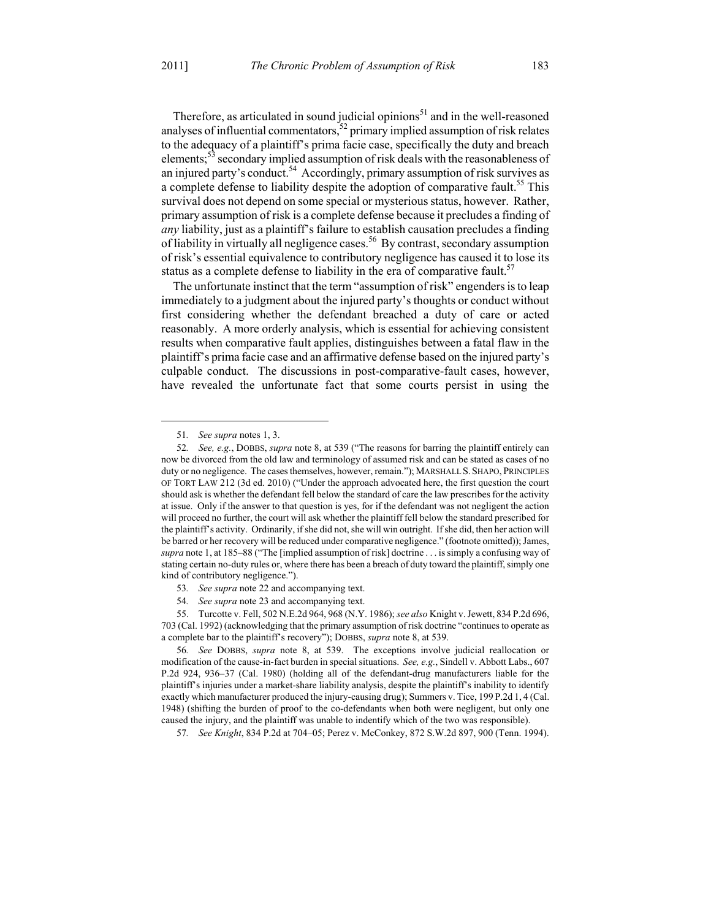Therefore, as articulated in sound judicial opinions[51] and in the well-reasoned analyses of influential commentators,[52] primary implied assumption of risk relates to the adequacy of a plaintiff's prima facie case, specifically the duty and breach elements;[53] secondary implied assumption of risk deals with the reasonableness of an injured party's conduct.[54] Accordingly, primary assumption of risk survives as a complete defense to liability despite the adoption of comparative fault.[55] This survival does not depend on some special or mysterious status, however. Rather, primary assumption of risk is a complete defense because it precludes a finding of *any* liability, just as a plaintiff's failure to establish causation precludes a finding of liability in virtually all negligence cases.[56] By contrast, secondary assumption of risk's essential equivalence to contributory negligence has caused it to lose its status as a complete defense to liability in the era of comparative fault.[57]

The unfortunate instinct that the term "assumption of risk" engenders is to leap immediately to a judgment about the injured party's thoughts or conduct without first considering whether the defendant breached a duty of care or acted reasonably. A more orderly analysis, which is essential for achieving consistent results when comparative fault applies, distinguishes between a fatal flaw in the plaintiff's prima facie case and an affirmative defense based on the injured party's culpable conduct. The discussions in post-comparative-fault cases, however, have revealed the unfortunate fact that some courts persist in using the

---

51. *See supra* notes 1, 3.

52. *See, e.g.*, DOBBS, *supra* note 8, at 539 ("The reasons for barring the plaintiff entirely can now be divorced from the old law and terminology of assumed risk and can be stated as cases of no duty or no negligence. The cases themselves, however, remain."); MARSHALL S. SHAPO, PRINCIPLES OF TORT LAW 212 (3d ed. 2010) ("Under the approach advocated here, the first question the court should ask is whether the defendant fell below the standard of care the law prescribes for the activity at issue. Only if the answer to that question is yes, for if the defendant was not negligent the action will proceed no further, the court will ask whether the plaintiff fell below the standard prescribed for the plaintiff's activity. Ordinarily, if she did not, she will win outright. If she did, then her action will be barred or her recovery will be reduced under comparative negligence." (footnote omitted)); James, *supra* note 1, at 185–88 ("The [implied assumption of risk] doctrine . . . is simply a confusing way of stating certain no-duty rules or, where there has been a breach of duty toward the plaintiff, simply one kind of contributory negligence.").

53. *See supra* note 22 and accompanying text.

54. *See supra* note 23 and accompanying text.

55. Turcotte v. Fell, 502 N.E.2d 964, 968 (N.Y. 1986); *see also* Knight v. Jewett, 834 P.2d 696, 703 (Cal. 1992) (acknowledging that the primary assumption of risk doctrine "continues to operate as a complete bar to the plaintiff's recovery"); DOBBS, *supra* note 8, at 539.

56. *See* DOBBS, *supra* note 8, at 539. The exceptions involve judicial reallocation or modification of the cause-in-fact burden in special situations. *See, e.g.*, Sindell v. Abbott Labs., 607 P.2d 924, 936–37 (Cal. 1980) (holding all of the defendant-drug manufacturers liable for the plaintiff's injuries under a market-share liability analysis, despite the plaintiff's inability to identify exactly which manufacturer produced the injury-causing drug); Summers v. Tice, 199 P.2d 1, 4 (Cal. 1948) (shifting the burden of proof to the co-defendants when both were negligent, but only one caused the injury, and the plaintiff was unable to indentify which of the two was responsible).

57. *See Knight*, 834 P.2d at 704–05; Perez v. McConkey, 872 S.W.2d 897, 900 (Tenn. 1994).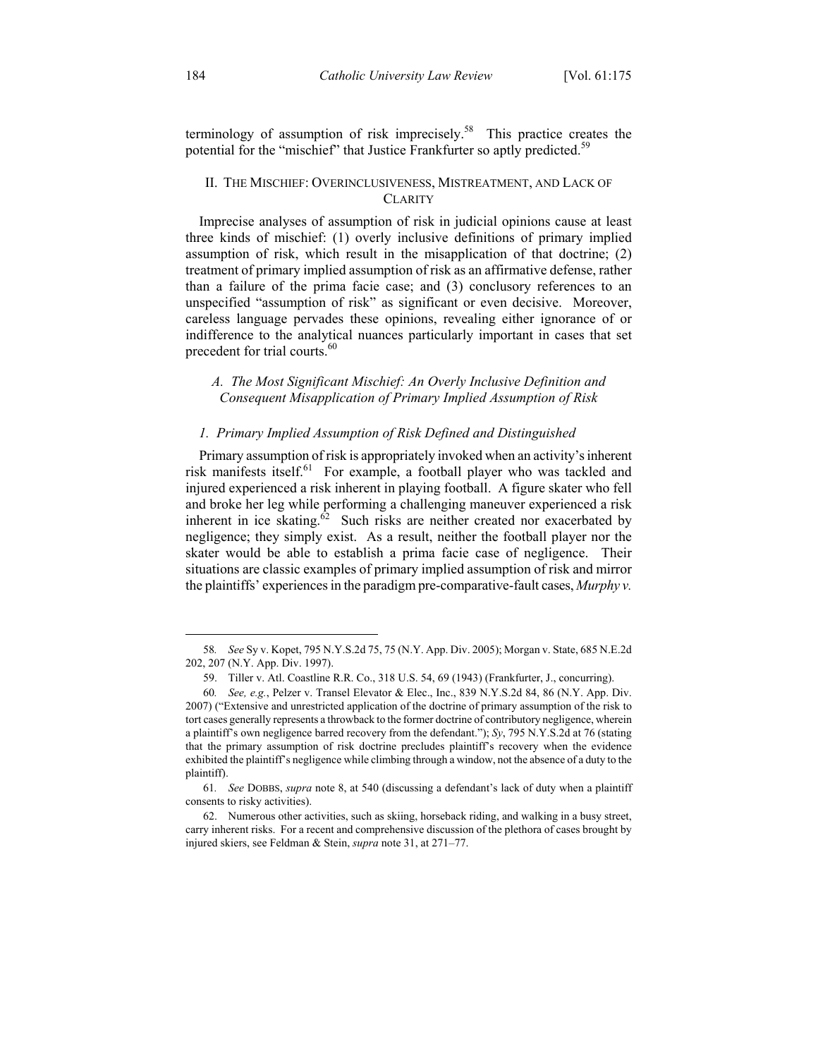terminology of assumption of risk imprecisely.[58] This practice creates the potential for the "mischief" that Justice Frankfurter so aptly predicted.[59]

## II. THE MISCHIEF: OVERINCLUSIVENESS, MISTREATMENT, AND LACK OF CLARITY

Imprecise analyses of assumption of risk in judicial opinions cause at least three kinds of mischief: (1) overly inclusive definitions of primary implied assumption of risk, which result in the misapplication of that doctrine; (2) treatment of primary implied assumption of risk as an affirmative defense, rather than a failure of the prima facie case; and (3) conclusory references to an unspecified "assumption of risk" as significant or even decisive. Moreover, careless language pervades these opinions, revealing either ignorance of or indifference to the analytical nuances particularly important in cases that set precedent for trial courts.[60]

### *A. The Most Significant Mischief: An Overly Inclusive Definition and Consequent Misapplication of Primary Implied Assumption of Risk*

#### *1. Primary Implied Assumption of Risk Defined and Distinguished*

Primary assumption of risk is appropriately invoked when an activity's inherent risk manifests itself.[61] For example, a football player who was tackled and injured experienced a risk inherent in playing football. A figure skater who fell and broke her leg while performing a challenging maneuver experienced a risk inherent in ice skating.[62] Such risks are neither created nor exacerbated by negligence; they simply exist. As a result, neither the football player nor the skater would be able to establish a prima facie case of negligence. Their situations are classic examples of primary implied assumption of risk and mirror the plaintiffs' experiences in the paradigm pre-comparative-fault cases, *Murphy v.*

---

58. *See* Sy v. Kopet, 795 N.Y.S.2d 75, 75 (N.Y. App. Div. 2005); Morgan v. State, 685 N.E.2d 202, 207 (N.Y. App. Div. 1997).

59. Tiller v. Atl. Coastline R.R. Co., 318 U.S. 54, 69 (1943) (Frankfurter, J., concurring).

60. *See, e.g.*, Pelzer v. Transel Elevator & Elec., Inc., 839 N.Y.S.2d 84, 86 (N.Y. App. Div. 2007) ("Extensive and unrestricted application of the doctrine of primary assumption of the risk to tort cases generally represents a throwback to the former doctrine of contributory negligence, wherein a plaintiff's own negligence barred recovery from the defendant."); *Sy*, 795 N.Y.S.2d at 76 (stating that the primary assumption of risk doctrine precludes plaintiff's recovery when the evidence exhibited the plaintiff's negligence while climbing through a window, not the absence of a duty to the plaintiff).

61. *See* DOBBS, *supra* note 8, at 540 (discussing a defendant's lack of duty when a plaintiff consents to risky activities).

62. Numerous other activities, such as skiing, horseback riding, and walking in a busy street, carry inherent risks. For a recent and comprehensive discussion of the plethora of cases brought by injured skiers, see Feldman & Stein, *supra* note 31, at 271–77.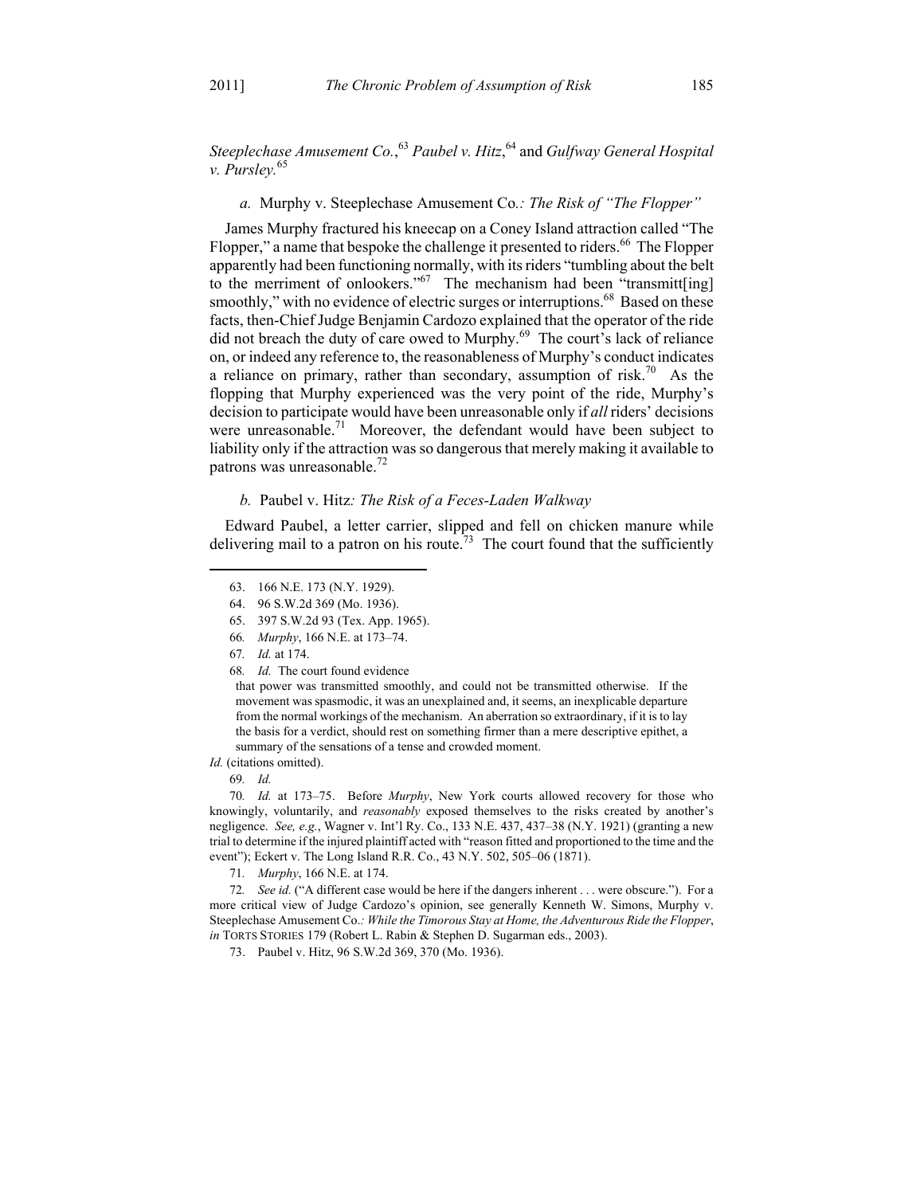*Steeplechase Amusement Co.*,[63] *Paubel v. Hitz*,[64] and *Gulfway General Hospital v. Pursley.*[65]

*a.* Murphy v. Steeplechase Amusement Co.*: The Risk of "The Flopper"*

James Murphy fractured his kneecap on a Coney Island attraction called "The Flopper," a name that bespoke the challenge it presented to riders.[66] The Flopper apparently had been functioning normally, with its riders "tumbling about the belt to the merriment of onlookers."[67] The mechanism had been "transmitt[ing] smoothly," with no evidence of electric surges or interruptions.[68] Based on these facts, then-Chief Judge Benjamin Cardozo explained that the operator of the ride did not breach the duty of care owed to Murphy.[69] The court's lack of reliance on, or indeed any reference to, the reasonableness of Murphy's conduct indicates a reliance on primary, rather than secondary, assumption of risk.[70] As the flopping that Murphy experienced was the very point of the ride, Murphy's decision to participate would have been unreasonable only if *all* riders' decisions were unreasonable.[71] Moreover, the defendant would have been subject to liability only if the attraction was so dangerous that merely making it available to patrons was unreasonable.[72]

*b.* Paubel v. Hitz*: The Risk of a Feces-Laden Walkway*

Edward Paubel, a letter carrier, slipped and fell on chicken manure while delivering mail to a patron on his route.[73] The court found that the sufficiently

---

63. 166 N.E. 173 (N.Y. 1929).

64. 96 S.W.2d 369 (Mo. 1936).

65. 397 S.W.2d 93 (Tex. App. 1965).

66. *Murphy*, 166 N.E. at 173–74.

67. *Id.* at 174.

68. *Id.* The court found evidence

> that power was transmitted smoothly, and could not be transmitted otherwise. If the movement was spasmodic, it was an unexplained and, it seems, an inexplicable departure from the normal workings of the mechanism. An aberration so extraordinary, if it is to lay the basis for a verdict, should rest on something firmer than a mere descriptive epithet, a summary of the sensations of a tense and crowded moment.

*Id.* (citations omitted).

69. *Id.*

70. *Id.* at 173–75. Before *Murphy*, New York courts allowed recovery for those who knowingly, voluntarily, and *reasonably* exposed themselves to the risks created by another's negligence. *See, e.g.*, Wagner v. Int'l Ry. Co., 133 N.E. 437, 437–38 (N.Y. 1921) (granting a new trial to determine if the injured plaintiff acted with "reason fitted and proportioned to the time and the event"); Eckert v. The Long Island R.R. Co., 43 N.Y. 502, 505–06 (1871).

71. *Murphy*, 166 N.E. at 174.

72. *See id.* ("A different case would be here if the dangers inherent . . . were obscure."). For a more critical view of Judge Cardozo's opinion, see generally Kenneth W. Simons, Murphy v. Steeplechase Amusement Co.*: While the Timorous Stay at Home, the Adventurous Ride the Flopper*, *in* TORTS STORIES 179 (Robert L. Rabin & Stephen D. Sugarman eds., 2003).

73. Paubel v. Hitz, 96 S.W.2d 369, 370 (Mo. 1936).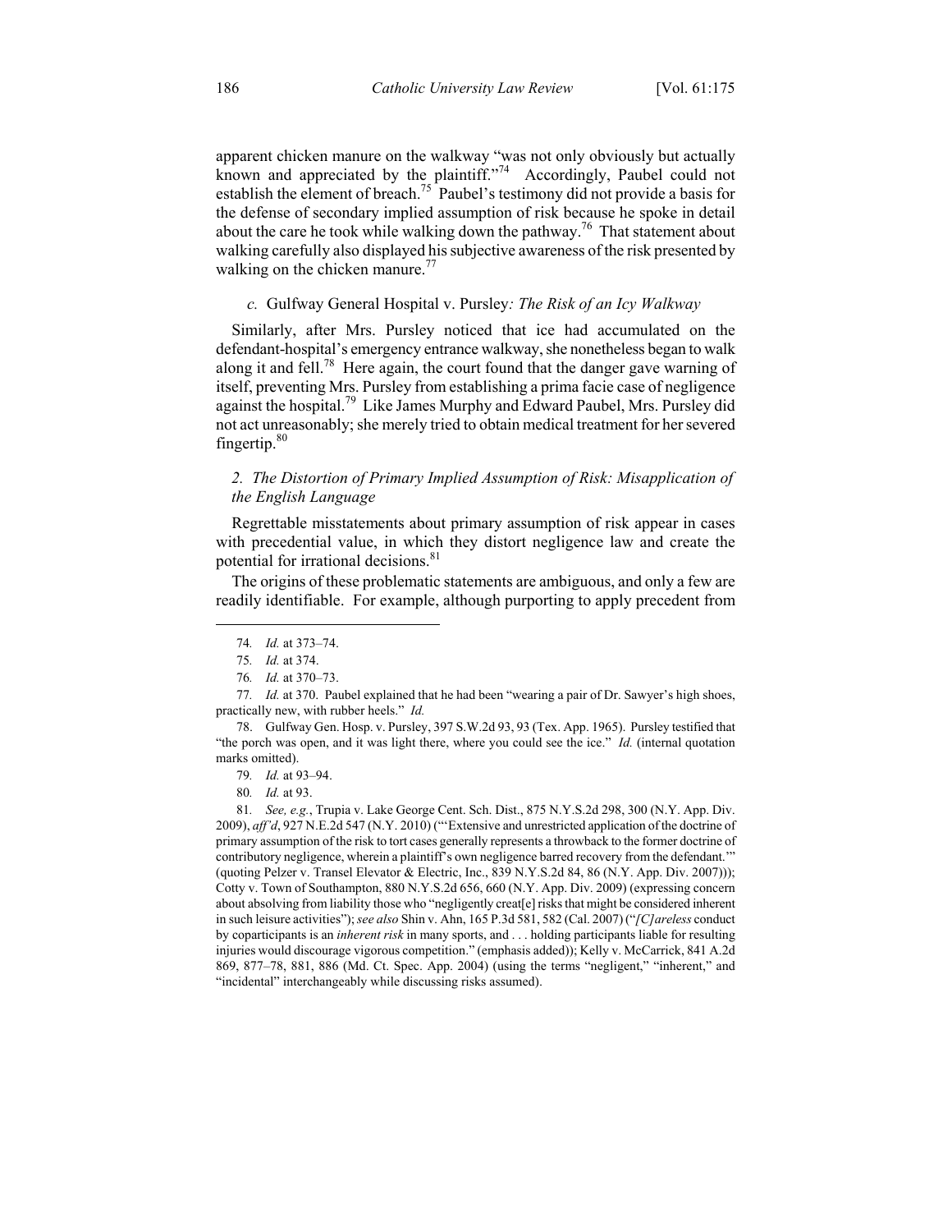apparent chicken manure on the walkway "was not only obviously but actually known and appreciated by the plaintiff."[74] Accordingly, Paubel could not establish the element of breach.[75] Paubel's testimony did not provide a basis for the defense of secondary implied assumption of risk because he spoke in detail about the care he took while walking down the pathway.[76] That statement about walking carefully also displayed his subjective awareness of the risk presented by walking on the chicken manure.[77]

### *c.* Gulfway General Hospital v. Pursley*: The Risk of an Icy Walkway*

Similarly, after Mrs. Pursley noticed that ice had accumulated on the defendant-hospital's emergency entrance walkway, she nonetheless began to walk along it and fell.[78] Here again, the court found that the danger gave warning of itself, preventing Mrs. Pursley from establishing a prima facie case of negligence against the hospital.[79] Like James Murphy and Edward Paubel, Mrs. Pursley did not act unreasonably; she merely tried to obtain medical treatment for her severed fingertip.[80]

### *2. The Distortion of Primary Implied Assumption of Risk: Misapplication of the English Language*

Regrettable misstatements about primary assumption of risk appear in cases with precedential value, in which they distort negligence law and create the potential for irrational decisions.[81]

The origins of these problematic statements are ambiguous, and only a few are readily identifiable. For example, although purporting to apply precedent from

---

74. *Id.* at 373–74.

75. *Id.* at 374.

76. *Id.* at 370–73.

77. *Id.* at 370. Paubel explained that he had been "wearing a pair of Dr. Sawyer's high shoes, practically new, with rubber heels." *Id.*

78. Gulfway Gen. Hosp. v. Pursley, 397 S.W.2d 93, 93 (Tex. App. 1965). Pursley testified that "the porch was open, and it was light there, where you could see the ice." *Id.* (internal quotation marks omitted).

79. *Id.* at 93–94.

80. *Id.* at 93.

81. *See, e.g.*, Trupia v. Lake George Cent. Sch. Dist., 875 N.Y.S.2d 298, 300 (N.Y. App. Div. 2009), *aff'd*, 927 N.E.2d 547 (N.Y. 2010) ("'Extensive and unrestricted application of the doctrine of primary assumption of the risk to tort cases generally represents a throwback to the former doctrine of contributory negligence, wherein a plaintiff's own negligence barred recovery from the defendant.'" (quoting Pelzer v. Transel Elevator & Electric, Inc., 839 N.Y.S.2d 84, 86 (N.Y. App. Div. 2007))); Cotty v. Town of Southampton, 880 N.Y.S.2d 656, 660 (N.Y. App. Div. 2009) (expressing concern about absolving from liability those who "negligently creat[e] risks that might be considered inherent in such leisure activities"); *see also* Shin v. Ahn, 165 P.3d 581, 582 (Cal. 2007) ("*[C]areless* conduct by coparticipants is an *inherent risk* in many sports, and . . . holding participants liable for resulting injuries would discourage vigorous competition." (emphasis added)); Kelly v. McCarrick, 841 A.2d 869, 877–78, 881, 886 (Md. Ct. Spec. App. 2004) (using the terms "negligent," "inherent," and "incidental" interchangeably while discussing risks assumed).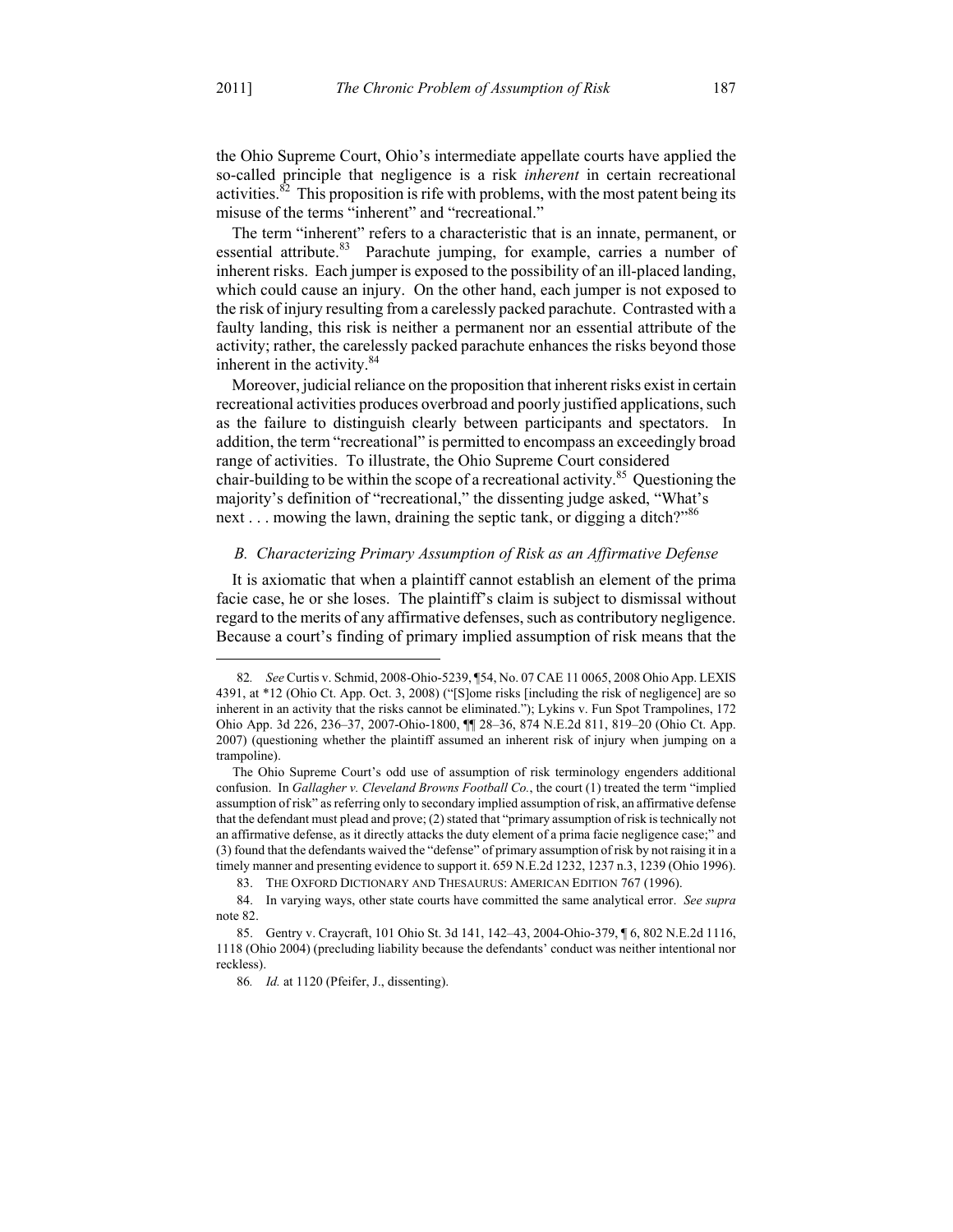the Ohio Supreme Court, Ohio's intermediate appellate courts have applied the so-called principle that negligence is a risk *inherent* in certain recreational activities.[82] This proposition is rife with problems, with the most patent being its misuse of the terms "inherent" and "recreational."

The term "inherent" refers to a characteristic that is an innate, permanent, or essential attribute.[83] Parachute jumping, for example, carries a number of inherent risks. Each jumper is exposed to the possibility of an ill-placed landing, which could cause an injury. On the other hand, each jumper is not exposed to the risk of injury resulting from a carelessly packed parachute. Contrasted with a faulty landing, this risk is neither a permanent nor an essential attribute of the activity; rather, the carelessly packed parachute enhances the risks beyond those inherent in the activity.[84]

Moreover, judicial reliance on the proposition that inherent risks exist in certain recreational activities produces overbroad and poorly justified applications, such as the failure to distinguish clearly between participants and spectators. In addition, the term "recreational" is permitted to encompass an exceedingly broad range of activities. To illustrate, the Ohio Supreme Court considered chair-building to be within the scope of a recreational activity.[85] Questioning the majority's definition of "recreational," the dissenting judge asked, "What's next . . . mowing the lawn, draining the septic tank, or digging a ditch?"[86]

### *B. Characterizing Primary Assumption of Risk as an Affirmative Defense*

It is axiomatic that when a plaintiff cannot establish an element of the prima facie case, he or she loses. The plaintiff's claim is subject to dismissal without regard to the merits of any affirmative defenses, such as contributory negligence. Because a court's finding of primary implied assumption of risk means that the

---

82. *See* Curtis v. Schmid, 2008-Ohio-5239, ¶54, No. 07 CAE 11 0065, 2008 Ohio App. LEXIS 4391, at *12 (Ohio Ct. App. Oct. 3, 2008) ("[S]ome risks [including the risk of negligence] are so inherent in an activity that the risks cannot be eliminated."); Lykins v. Fun Spot Trampolines, 172 Ohio App. 3d 226, 236–37, 2007-Ohio-1800, ¶¶ 28–36, 874 N.E.2d 811, 819–20 (Ohio Ct. App. 2007) (questioning whether the plaintiff assumed an inherent risk of injury when jumping on a trampoline).

The Ohio Supreme Court's odd use of assumption of risk terminology engenders additional confusion. In *Gallagher v. Cleveland Browns Football Co.*, the court (1) treated the term "implied assumption of risk" as referring only to secondary implied assumption of risk, an affirmative defense that the defendant must plead and prove; (2) stated that "primary assumption of risk is technically not an affirmative defense, as it directly attacks the duty element of a prima facie negligence case;" and (3) found that the defendants waived the "defense" of primary assumption of risk by not raising it in a timely manner and presenting evidence to support it. 659 N.E.2d 1232, 1237 n.3, 1239 (Ohio 1996).

83. THE OXFORD DICTIONARY AND THESAURUS: AMERICAN EDITION 767 (1996).

84. In varying ways, other state courts have committed the same analytical error. *See supra* note 82.

85. Gentry v. Craycraft, 101 Ohio St. 3d 141, 142–43, 2004-Ohio-379, ¶ 6, 802 N.E.2d 1116, 1118 (Ohio 2004) (precluding liability because the defendants' conduct was neither intentional nor reckless).

86. *Id.* at 1120 (Pfeifer, J., dissenting).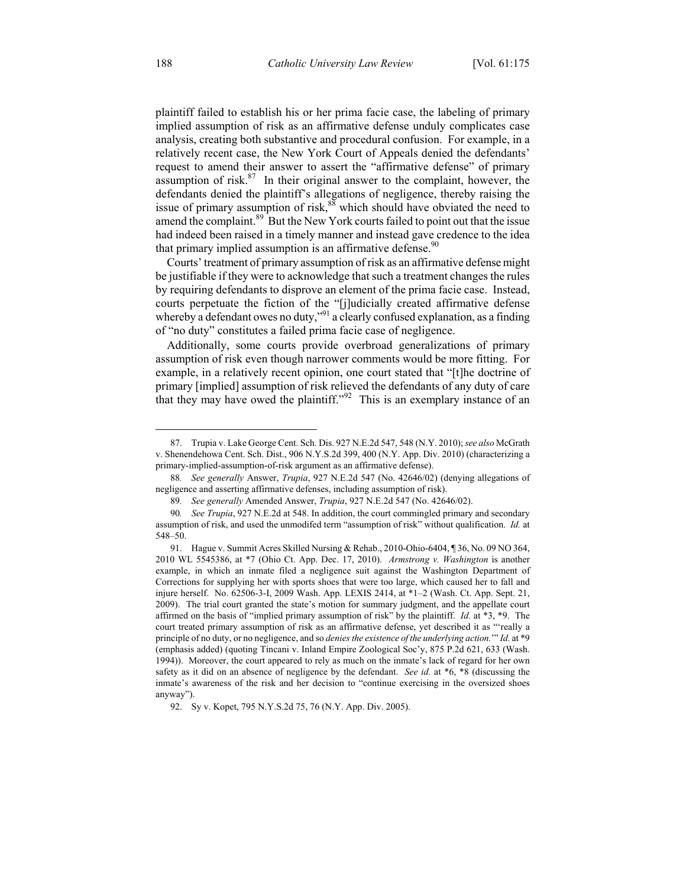plaintiff failed to establish his or her prima facie case, the labeling of primary implied assumption of risk as an affirmative defense unduly complicates case analysis, creating both substantive and procedural confusion. For example, in a relatively recent case, the New York Court of Appeals denied the defendants' request to amend their answer to assert the "affirmative defense" of primary assumption of risk.[87] In their original answer to the complaint, however, the defendants denied the plaintiff's allegations of negligence, thereby raising the issue of primary assumption of risk,[88] which should have obviated the need to amend the complaint.[89] But the New York courts failed to point out that the issue had indeed been raised in a timely manner and instead gave credence to the idea that primary implied assumption is an affirmative defense.[90]

Courts' treatment of primary assumption of risk as an affirmative defense might be justifiable if they were to acknowledge that such a treatment changes the rules by requiring defendants to disprove an element of the prima facie case. Instead, courts perpetuate the fiction of the "[j]udicially created affirmative defense whereby a defendant owes no duty,"[91] a clearly confused explanation, as a finding of "no duty" constitutes a failed prima facie case of negligence.

Additionally, some courts provide overbroad generalizations of primary assumption of risk even though narrower comments would be more fitting. For example, in a relatively recent opinion, one court stated that "[t]he doctrine of primary [implied] assumption of risk relieved the defendants of any duty of care that they may have owed the plaintiff."[92] This is an exemplary instance of an

---

87. Trupia v. Lake George Cent. Sch. Dis. 927 N.E.2d 547, 548 (N.Y. 2010); *see also* McGrath v. Shenendehowa Cent. Sch. Dist., 906 N.Y.S.2d 399, 400 (N.Y. App. Div. 2010) (characterizing a primary-implied-assumption-of-risk argument as an affirmative defense).

88. *See generally* Answer, *Trupia*, 927 N.E.2d 547 (No. 42646/02) (denying allegations of negligence and asserting affirmative defenses, including assumption of risk).

89. *See generally* Amended Answer, *Trupia*, 927 N.E.2d 547 (No. 42646/02).

90. *See Trupia*, 927 N.E.2d at 548. In addition, the court commingled primary and secondary assumption of risk, and used the unmodifed term "assumption of risk" without qualification. *Id.* at 548–50.

91. Hague v. Summit Acres Skilled Nursing & Rehab., 2010-Ohio-6404, ¶ 36, No. 09 NO 364, 2010 WL 5545386, at *7 (Ohio Ct. App. Dec. 17, 2010). *Armstrong v. Washington* is another example, in which an inmate filed a negligence suit against the Washington Department of Corrections for supplying her with sports shoes that were too large, which caused her to fall and injure herself. No. 62506-3-I, 2009 Wash. App. LEXIS 2414, at *1–2 (Wash. Ct. App. Sept. 21, 2009). The trial court granted the state's motion for summary judgment, and the appellate court affirmed on the basis of "implied primary assumption of risk" by the plaintiff. *Id.* at *3, *9. The court treated primary assumption of risk as an affirmative defense, yet described it as "'really a principle of no duty, or no negligence, and so *denies the existence of the underlying action.*'" *Id.* at *9 (emphasis added) (quoting Tincani v. Inland Empire Zoological Soc'y, 875 P.2d 621, 633 (Wash. 1994)). Moreover, the court appeared to rely as much on the inmate's lack of regard for her own safety as it did on an absence of negligence by the defendant. *See id.* at *6, *8 (discussing the inmate's awareness of the risk and her decision to "continue exercising in the oversized shoes anyway").

92. Sy v. Kopet, 795 N.Y.S.2d 75, 76 (N.Y. App. Div. 2005).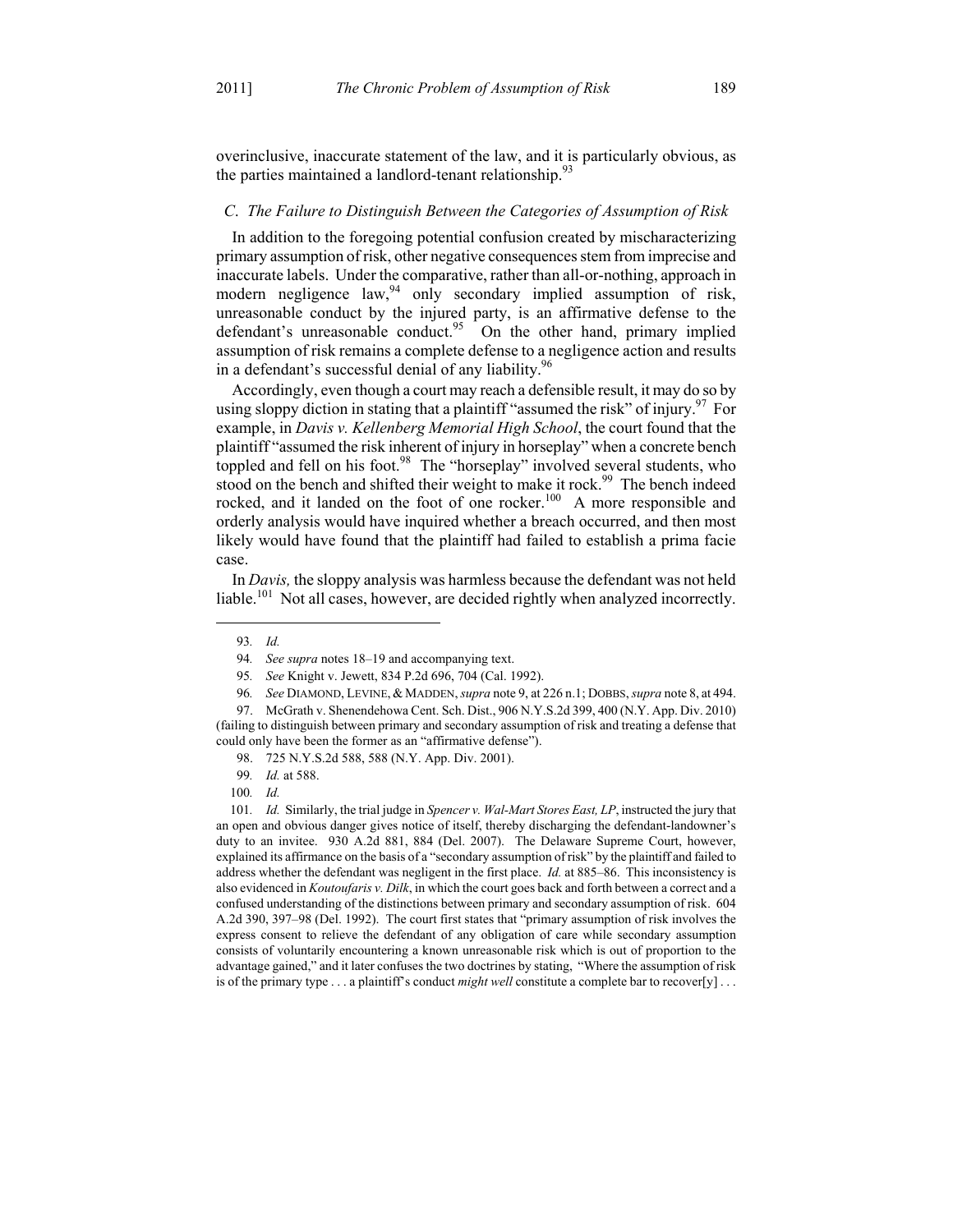overinclusive, inaccurate statement of the law, and it is particularly obvious, as the parties maintained a landlord-tenant relationship.[93]

### *C. The Failure to Distinguish Between the Categories of Assumption of Risk*

In addition to the foregoing potential confusion created by mischaracterizing primary assumption of risk, other negative consequences stem from imprecise and inaccurate labels. Under the comparative, rather than all-or-nothing, approach in modern negligence law,[94] only secondary implied assumption of risk, unreasonable conduct by the injured party, is an affirmative defense to the defendant's unreasonable conduct.[95] On the other hand, primary implied assumption of risk remains a complete defense to a negligence action and results in a defendant's successful denial of any liability.[96]

Accordingly, even though a court may reach a defensible result, it may do so by using sloppy diction in stating that a plaintiff "assumed the risk" of injury.[97] For example, in *Davis v. Kellenberg Memorial High School*, the court found that the plaintiff "assumed the risk inherent of injury in horseplay" when a concrete bench toppled and fell on his foot.[98] The "horseplay" involved several students, who stood on the bench and shifted their weight to make it rock.[99] The bench indeed rocked, and it landed on the foot of one rocker.[100] A more responsible and orderly analysis would have inquired whether a breach occurred, and then most likely would have found that the plaintiff had failed to establish a prima facie case.

In *Davis,* the sloppy analysis was harmless because the defendant was not held liable.[101] Not all cases, however, are decided rightly when analyzed incorrectly.

---

93. *Id.*

94. *See supra* notes 18–19 and accompanying text.

95. *See* Knight v. Jewett, 834 P.2d 696, 704 (Cal. 1992).

96. *See* DIAMOND, LEVINE, & MADDEN, *supra* note 9, at 226 n.1; DOBBS, *supra* note 8, at 494.

97. McGrath v. Shenendehowa Cent. Sch. Dist., 906 N.Y.S.2d 399, 400 (N.Y. App. Div. 2010) (failing to distinguish between primary and secondary assumption of risk and treating a defense that could only have been the former as an "affirmative defense").

98. 725 N.Y.S.2d 588, 588 (N.Y. App. Div. 2001).

99. *Id.* at 588.

100. *Id.*

101. *Id.* Similarly, the trial judge in *Spencer v. Wal-Mart Stores East, LP*, instructed the jury that an open and obvious danger gives notice of itself, thereby discharging the defendant-landowner's duty to an invitee. 930 A.2d 881, 884 (Del. 2007). The Delaware Supreme Court, however, explained its affirmance on the basis of a "secondary assumption of risk" by the plaintiff and failed to address whether the defendant was negligent in the first place. *Id.* at 885–86. This inconsistency is also evidenced in *Koutoufaris v. Dilk*, in which the court goes back and forth between a correct and a confused understanding of the distinctions between primary and secondary assumption of risk. 604 A.2d 390, 397–98 (Del. 1992). The court first states that "primary assumption of risk involves the express consent to relieve the defendant of any obligation of care while secondary assumption consists of voluntarily encountering a known unreasonable risk which is out of proportion to the advantage gained," and it later confuses the two doctrines by stating, "Where the assumption of risk is of the primary type . . . a plaintiff's conduct *might well* constitute a complete bar to recover[y] . . .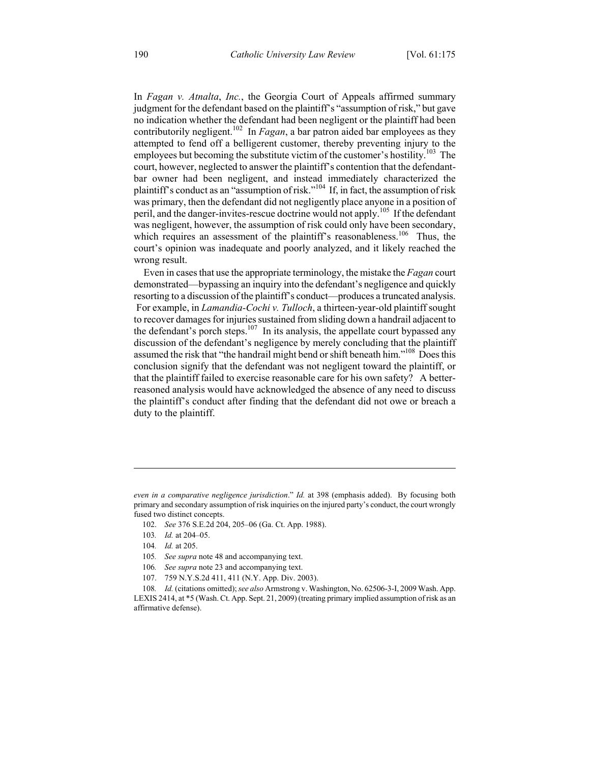In *Fagan v. Atnalta*, *Inc.*, the Georgia Court of Appeals affirmed summary judgment for the defendant based on the plaintiff's "assumption of risk," but gave no indication whether the defendant had been negligent or the plaintiff had been contributorily negligent.[102] In *Fagan*, a bar patron aided bar employees as they attempted to fend off a belligerent customer, thereby preventing injury to the employees but becoming the substitute victim of the customer's hostility.[103] The court, however, neglected to answer the plaintiff's contention that the defendant-bar owner had been negligent, and instead immediately characterized the plaintiff's conduct as an "assumption of risk."[104] If, in fact, the assumption of risk was primary, then the defendant did not negligently place anyone in a position of peril, and the danger-invites-rescue doctrine would not apply.[105] If the defendant was negligent, however, the assumption of risk could only have been secondary, which requires an assessment of the plaintiff's reasonableness.[106] Thus, the court's opinion was inadequate and poorly analyzed, and it likely reached the wrong result.

Even in cases that use the appropriate terminology, the mistake the *Fagan* court demonstrated—bypassing an inquiry into the defendant's negligence and quickly resorting to a discussion of the plaintiff's conduct—produces a truncated analysis. For example, in *Lamandia-Cochi v. Tulloch*, a thirteen-year-old plaintiff sought to recover damages for injuries sustained from sliding down a handrail adjacent to the defendant's porch steps.[107] In its analysis, the appellate court bypassed any discussion of the defendant's negligence by merely concluding that the plaintiff assumed the risk that "the handrail might bend or shift beneath him."[108] Does this conclusion signify that the defendant was not negligent toward the plaintiff, or that the plaintiff failed to exercise reasonable care for his own safety? A better-reasoned analysis would have acknowledged the absence of any need to discuss the plaintiff's conduct after finding that the defendant did not owe or breach a duty to the plaintiff.

---

*even in a comparative negligence jurisdiction*." *Id.* at 398 (emphasis added). By focusing both primary and secondary assumption of risk inquiries on the injured party's conduct, the court wrongly fused two distinct concepts.

102. *See* 376 S.E.2d 204, 205–06 (Ga. Ct. App. 1988).

103. *Id.* at 204–05.

104. *Id.* at 205.

105. *See supra* note 48 and accompanying text.

106. *See supra* note 23 and accompanying text.

107. 759 N.Y.S.2d 411, 411 (N.Y. App. Div. 2003).

108. *Id.* (citations omitted); *see also* Armstrong v. Washington, No. 62506-3-I, 2009 Wash. App. LEXIS 2414, at *5 (Wash. Ct. App. Sept. 21, 2009) (treating primary implied assumption of risk as an affirmative defense).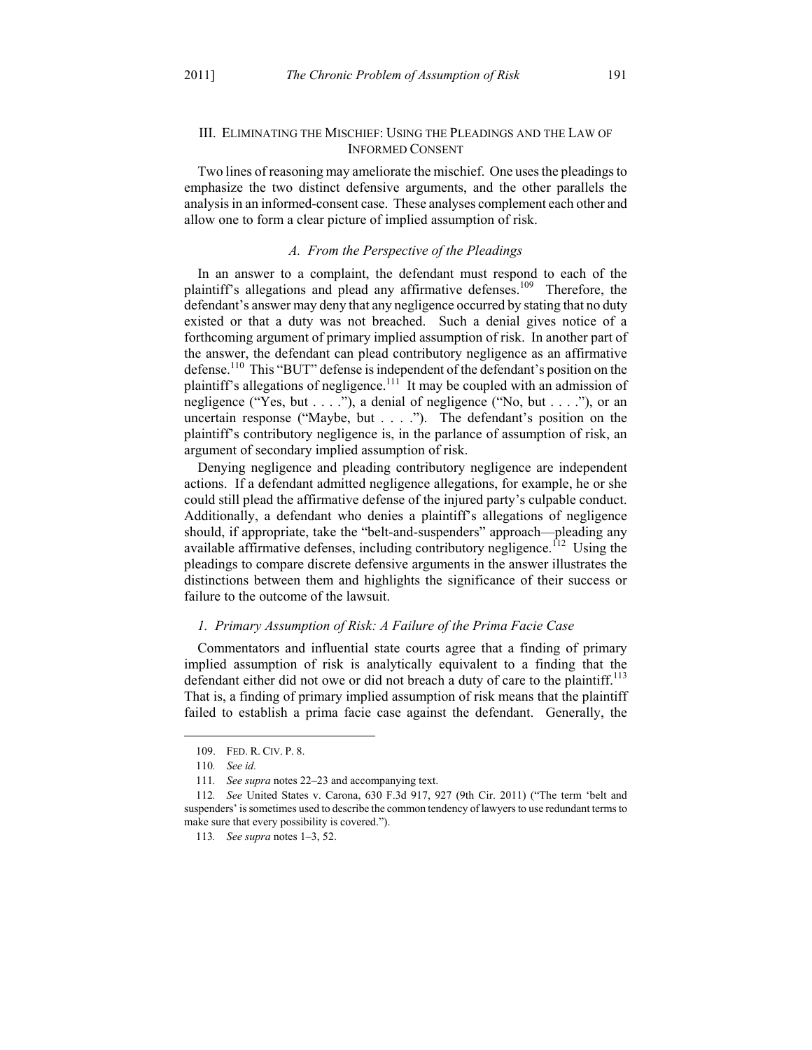## III. ELIMINATING THE MISCHIEF: USING THE PLEADINGS AND THE LAW OF INFORMED CONSENT

Two lines of reasoning may ameliorate the mischief. One uses the pleadings to emphasize the two distinct defensive arguments, and the other parallels the analysis in an informed-consent case. These analyses complement each other and allow one to form a clear picture of implied assumption of risk.

### *A. From the Perspective of the Pleadings*

In an answer to a complaint, the defendant must respond to each of the plaintiff's allegations and plead any affirmative defenses.[109] Therefore, the defendant's answer may deny that any negligence occurred by stating that no duty existed or that a duty was not breached. Such a denial gives notice of a forthcoming argument of primary implied assumption of risk. In another part of the answer, the defendant can plead contributory negligence as an affirmative defense.[110] This "BUT" defense is independent of the defendant's position on the plaintiff's allegations of negligence.[111] It may be coupled with an admission of negligence ("Yes, but . . . ."), a denial of negligence ("No, but . . . ."), or an uncertain response ("Maybe, but . . . ."). The defendant's position on the plaintiff's contributory negligence is, in the parlance of assumption of risk, an argument of secondary implied assumption of risk.

Denying negligence and pleading contributory negligence are independent actions. If a defendant admitted negligence allegations, for example, he or she could still plead the affirmative defense of the injured party's culpable conduct. Additionally, a defendant who denies a plaintiff's allegations of negligence should, if appropriate, take the "belt-and-suspenders" approach—pleading any available affirmative defenses, including contributory negligence.[112] Using the pleadings to compare discrete defensive arguments in the answer illustrates the distinctions between them and highlights the significance of their success or failure to the outcome of the lawsuit.

#### *1. Primary Assumption of Risk: A Failure of the Prima Facie Case*

Commentators and influential state courts agree that a finding of primary implied assumption of risk is analytically equivalent to a finding that the defendant either did not owe or did not breach a duty of care to the plaintiff.[113] That is, a finding of primary implied assumption of risk means that the plaintiff failed to establish a prima facie case against the defendant. Generally, the

---

109. FED. R. CIV. P. 8.

110. *See id.*

111. *See supra* notes 22–23 and accompanying text.

112. *See* United States v. Carona, 630 F.3d 917, 927 (9th Cir. 2011) ("The term 'belt and suspenders' is sometimes used to describe the common tendency of lawyers to use redundant terms to make sure that every possibility is covered.").

113. *See supra* notes 1–3, 52.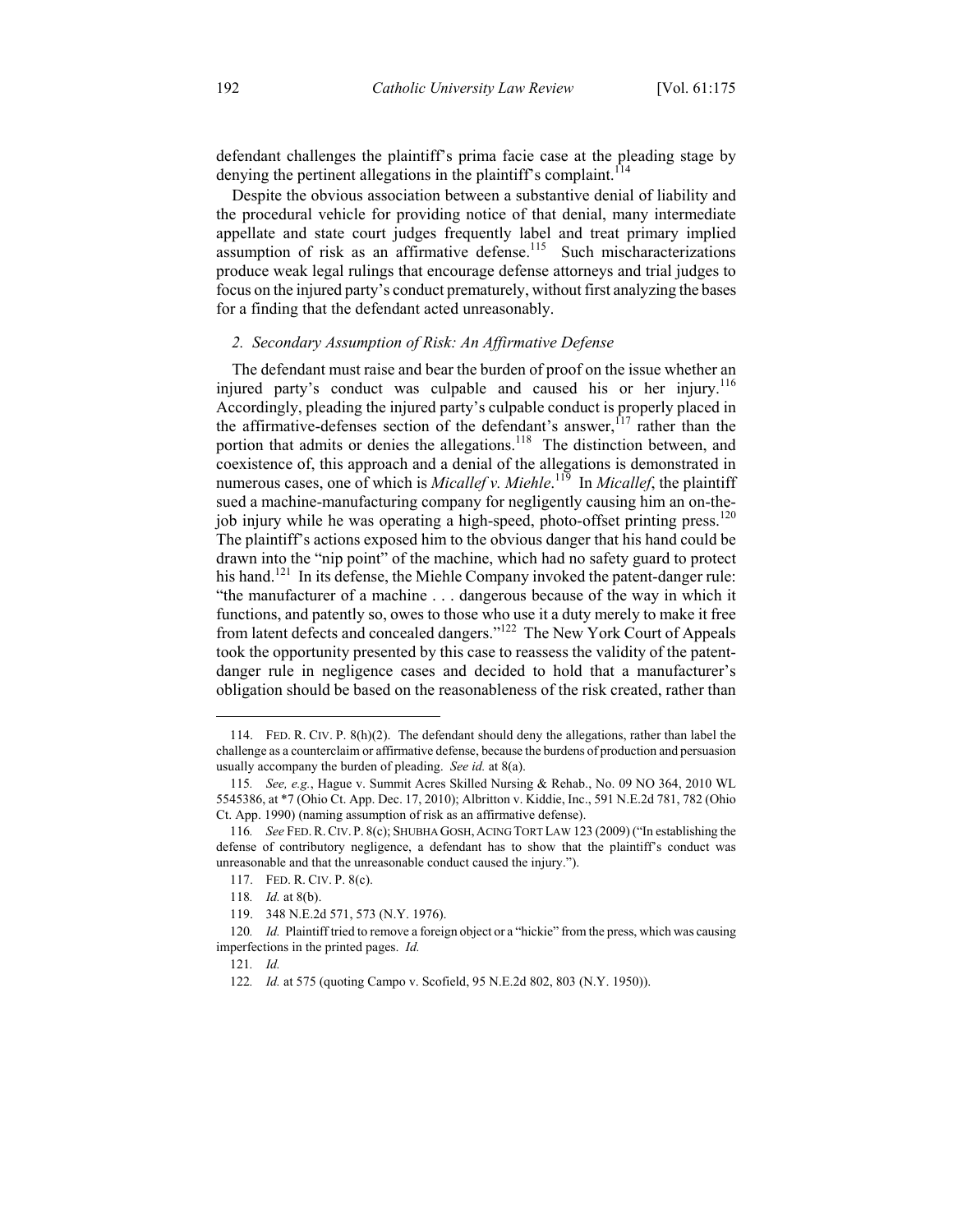defendant challenges the plaintiff's prima facie case at the pleading stage by denying the pertinent allegations in the plaintiff's complaint.[114]

Despite the obvious association between a substantive denial of liability and the procedural vehicle for providing notice of that denial, many intermediate appellate and state court judges frequently label and treat primary implied assumption of risk as an affirmative defense.[115] Such mischaracterizations produce weak legal rulings that encourage defense attorneys and trial judges to focus on the injured party's conduct prematurely, without first analyzing the bases for a finding that the defendant acted unreasonably.

### *2. Secondary Assumption of Risk: An Affirmative Defense*

The defendant must raise and bear the burden of proof on the issue whether an injured party's conduct was culpable and caused his or her injury.[116] Accordingly, pleading the injured party's culpable conduct is properly placed in the affirmative-defenses section of the defendant's answer,[117] rather than the portion that admits or denies the allegations.[118] The distinction between, and coexistence of, this approach and a denial of the allegations is demonstrated in numerous cases, one of which is *Micallef v. Miehle*.[119] In *Micallef*, the plaintiff sued a machine-manufacturing company for negligently causing him an on-the-job injury while he was operating a high-speed, photo-offset printing press.[120] The plaintiff's actions exposed him to the obvious danger that his hand could be drawn into the "nip point" of the machine, which had no safety guard to protect his hand.[121] In its defense, the Miehle Company invoked the patent-danger rule: "the manufacturer of a machine . . . dangerous because of the way in which it functions, and patently so, owes to those who use it a duty merely to make it free from latent defects and concealed dangers."[122] The New York Court of Appeals took the opportunity presented by this case to reassess the validity of the patent-danger rule in negligence cases and decided to hold that a manufacturer's obligation should be based on the reasonableness of the risk created, rather than

---

114. FED. R. CIV. P. 8(h)(2). The defendant should deny the allegations, rather than label the challenge as a counterclaim or affirmative defense, because the burdens of production and persuasion usually accompany the burden of pleading. *See id.* at 8(a).

115. *See, e.g.*, Hague v. Summit Acres Skilled Nursing & Rehab., No. 09 NO 364, 2010 WL 5545386, at *7 (Ohio Ct. App. Dec. 17, 2010); Albritton v. Kiddie, Inc., 591 N.E.2d 781, 782 (Ohio Ct. App. 1990) (naming assumption of risk as an affirmative defense).

116. *See* FED. R. CIV. P. 8(c); SHUBHA GOSH, ACING TORT LAW 123 (2009) ("In establishing the defense of contributory negligence, a defendant has to show that the plaintiff's conduct was unreasonable and that the unreasonable conduct caused the injury.").

117. FED. R. CIV. P. 8(c).

118. *Id.* at 8(b).

119. 348 N.E.2d 571, 573 (N.Y. 1976).

120. *Id.* Plaintiff tried to remove a foreign object or a "hickie" from the press, which was causing imperfections in the printed pages. *Id.*

121. *Id.*

122. *Id.* at 575 (quoting Campo v. Scofield, 95 N.E.2d 802, 803 (N.Y. 1950)).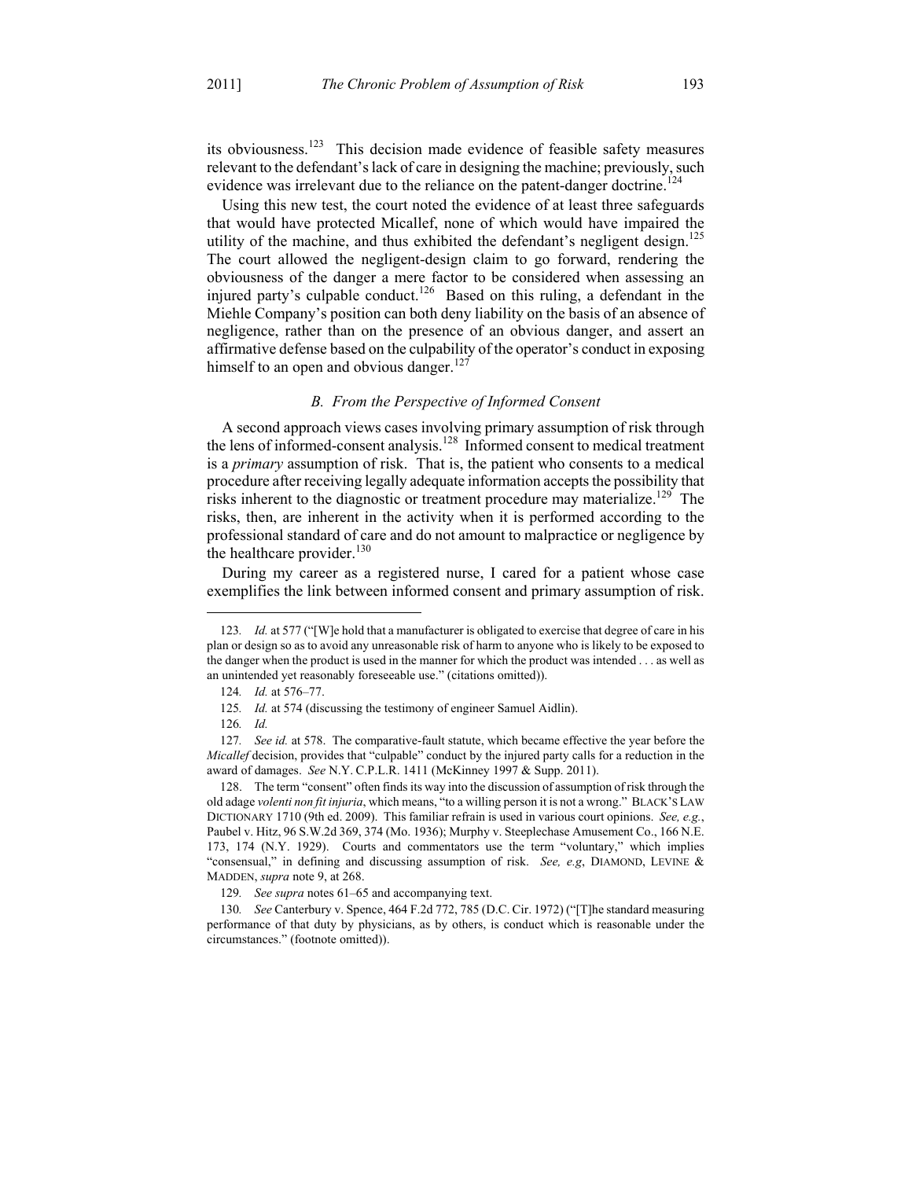its obviousness.[123] This decision made evidence of feasible safety measures relevant to the defendant's lack of care in designing the machine; previously, such evidence was irrelevant due to the reliance on the patent-danger doctrine.[124]

Using this new test, the court noted the evidence of at least three safeguards that would have protected Micallef, none of which would have impaired the utility of the machine, and thus exhibited the defendant's negligent design.[125] The court allowed the negligent-design claim to go forward, rendering the obviousness of the danger a mere factor to be considered when assessing an injured party's culpable conduct.[126] Based on this ruling, a defendant in the Miehle Company's position can both deny liability on the basis of an absence of negligence, rather than on the presence of an obvious danger, and assert an affirmative defense based on the culpability of the operator's conduct in exposing himself to an open and obvious danger.[127]

### *B. From the Perspective of Informed Consent*

A second approach views cases involving primary assumption of risk through the lens of informed-consent analysis.[128] Informed consent to medical treatment is a *primary* assumption of risk. That is, the patient who consents to a medical procedure after receiving legally adequate information accepts the possibility that risks inherent to the diagnostic or treatment procedure may materialize.[129] The risks, then, are inherent in the activity when it is performed according to the professional standard of care and do not amount to malpractice or negligence by the healthcare provider.[130]

During my career as a registered nurse, I cared for a patient whose case exemplifies the link between informed consent and primary assumption of risk.

---

123. *Id.* at 577 ("[W]e hold that a manufacturer is obligated to exercise that degree of care in his plan or design so as to avoid any unreasonable risk of harm to anyone who is likely to be exposed to the danger when the product is used in the manner for which the product was intended . . . as well as an unintended yet reasonably foreseeable use." (citations omitted)).

124. *Id.* at 576–77.

125. *Id.* at 574 (discussing the testimony of engineer Samuel Aidlin).

126. *Id.*

127. *See id.* at 578. The comparative-fault statute, which became effective the year before the *Micallef* decision, provides that "culpable" conduct by the injured party calls for a reduction in the award of damages. *See* N.Y. C.P.L.R. 1411 (McKinney 1997 & Supp. 2011).

128. The term "consent" often finds its way into the discussion of assumption of risk through the old adage *volenti non fit injuria*, which means, "to a willing person it is not a wrong." BLACK'S LAW DICTIONARY 1710 (9th ed. 2009). This familiar refrain is used in various court opinions. *See, e.g.*, Paubel v. Hitz, 96 S.W.2d 369, 374 (Mo. 1936); Murphy v. Steeplechase Amusement Co., 166 N.E. 173, 174 (N.Y. 1929). Courts and commentators use the term "voluntary," which implies "consensual," in defining and discussing assumption of risk. *See, e.g*, DIAMOND, LEVINE & MADDEN, *supra* note 9, at 268.

129. *See supra* notes 61–65 and accompanying text.

130. *See* Canterbury v. Spence, 464 F.2d 772, 785 (D.C. Cir. 1972) ("[T]he standard measuring performance of that duty by physicians, as by others, is conduct which is reasonable under the circumstances." (footnote omitted)).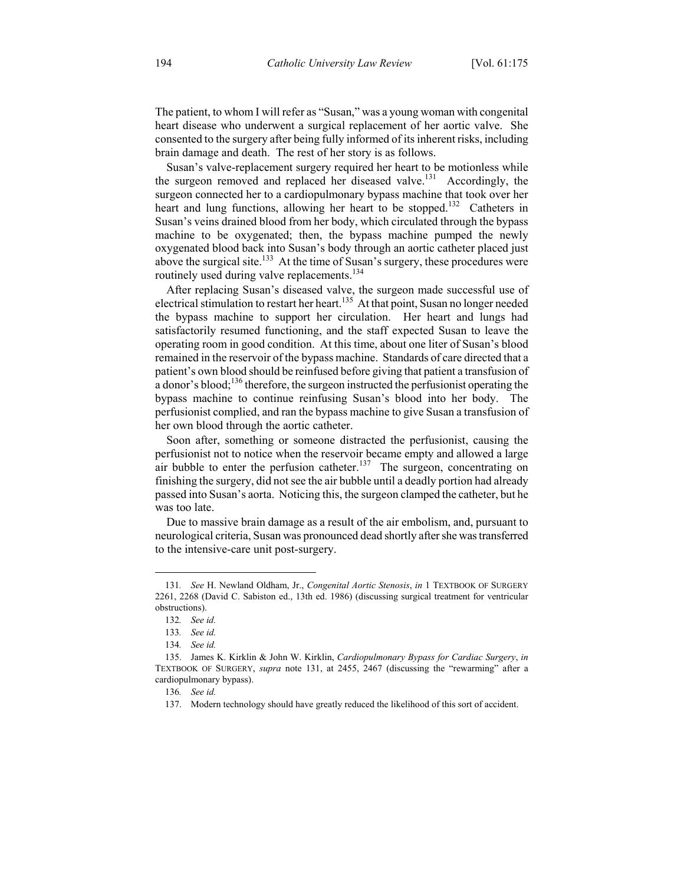The patient, to whom I will refer as "Susan," was a young woman with congenital heart disease who underwent a surgical replacement of her aortic valve. She consented to the surgery after being fully informed of its inherent risks, including brain damage and death. The rest of her story is as follows.

Susan's valve-replacement surgery required her heart to be motionless while the surgeon removed and replaced her diseased valve.[131] Accordingly, the surgeon connected her to a cardiopulmonary bypass machine that took over her heart and lung functions, allowing her heart to be stopped.[132] Catheters in Susan's veins drained blood from her body, which circulated through the bypass machine to be oxygenated; then, the bypass machine pumped the newly oxygenated blood back into Susan's body through an aortic catheter placed just above the surgical site.[133] At the time of Susan's surgery, these procedures were routinely used during valve replacements.[134]

After replacing Susan's diseased valve, the surgeon made successful use of electrical stimulation to restart her heart.[135] At that point, Susan no longer needed the bypass machine to support her circulation. Her heart and lungs had satisfactorily resumed functioning, and the staff expected Susan to leave the operating room in good condition. At this time, about one liter of Susan's blood remained in the reservoir of the bypass machine. Standards of care directed that a patient's own blood should be reinfused before giving that patient a transfusion of a donor's blood;[136] therefore, the surgeon instructed the perfusionist operating the bypass machine to continue reinfusing Susan's blood into her body. The perfusionist complied, and ran the bypass machine to give Susan a transfusion of her own blood through the aortic catheter.

Soon after, something or someone distracted the perfusionist, causing the perfusionist not to notice when the reservoir became empty and allowed a large air bubble to enter the perfusion catheter.[137] The surgeon, concentrating on finishing the surgery, did not see the air bubble until a deadly portion had already passed into Susan's aorta. Noticing this, the surgeon clamped the catheter, but he was too late.

Due to massive brain damage as a result of the air embolism, and, pursuant to neurological criteria, Susan was pronounced dead shortly after she was transferred to the intensive-care unit post-surgery.

---

131. *See* H. Newland Oldham, Jr., *Congenital Aortic Stenosis*, *in* 1 TEXTBOOK OF SURGERY 2261, 2268 (David C. Sabiston ed., 13th ed. 1986) (discussing surgical treatment for ventricular obstructions).

132. *See id.*

133. *See id.*

134. *See id.*

135. James K. Kirklin & John W. Kirklin, *Cardiopulmonary Bypass for Cardiac Surgery*, *in* TEXTBOOK OF SURGERY, *supra* note 131, at 2455, 2467 (discussing the "rewarming" after a cardiopulmonary bypass).

136. *See id.*

137. Modern technology should have greatly reduced the likelihood of this sort of accident.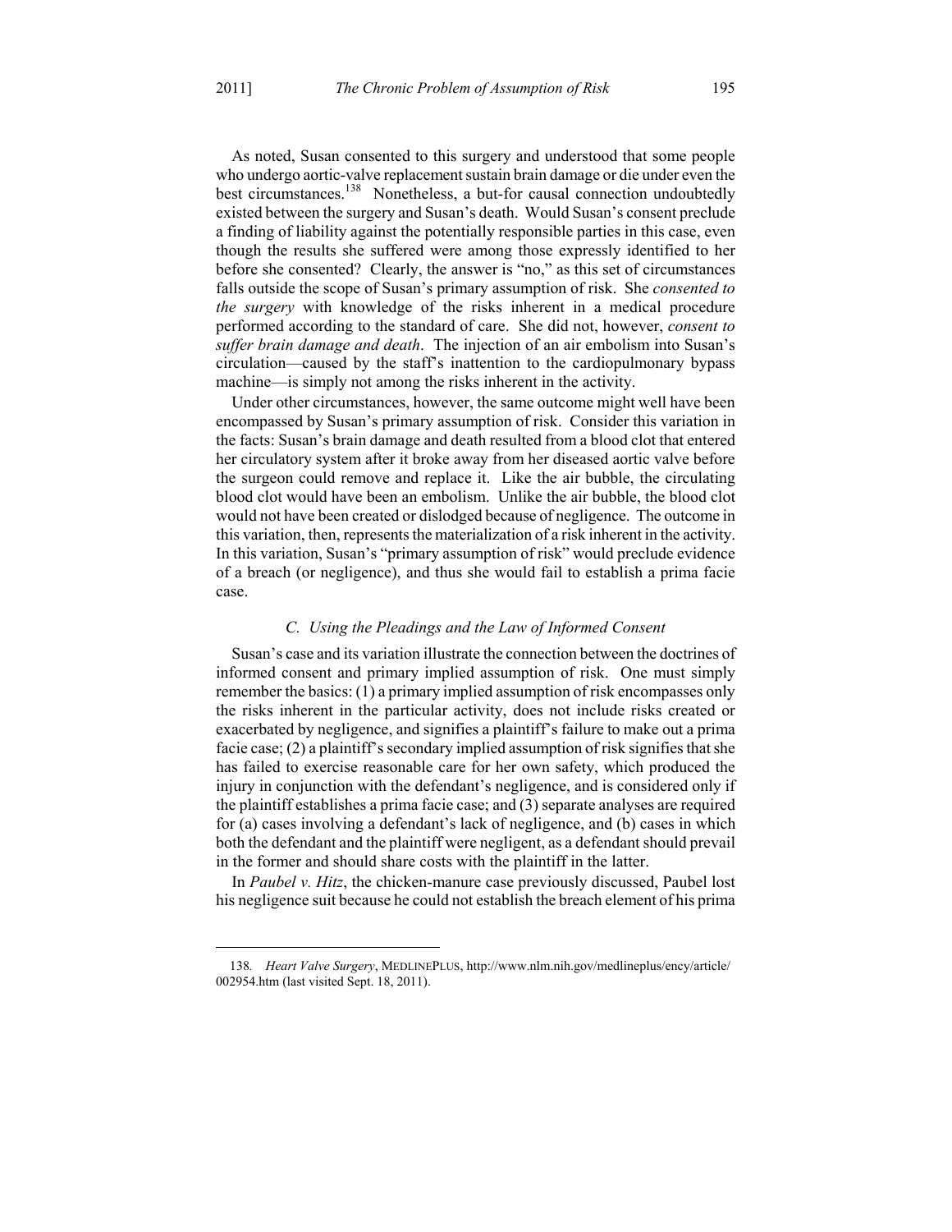As noted, Susan consented to this surgery and understood that some people who undergo aortic-valve replacement sustain brain damage or die under even the best circumstances.[138] Nonetheless, a but-for causal connection undoubtedly existed between the surgery and Susan's death. Would Susan's consent preclude a finding of liability against the potentially responsible parties in this case, even though the results she suffered were among those expressly identified to her before she consented? Clearly, the answer is "no," as this set of circumstances falls outside the scope of Susan's primary assumption of risk. She *consented to the surgery* with knowledge of the risks inherent in a medical procedure performed according to the standard of care. She did not, however, *consent to suffer brain damage and death*. The injection of an air embolism into Susan's circulation—caused by the staff's inattention to the cardiopulmonary bypass machine—is simply not among the risks inherent in the activity.

Under other circumstances, however, the same outcome might well have been encompassed by Susan's primary assumption of risk. Consider this variation in the facts: Susan's brain damage and death resulted from a blood clot that entered her circulatory system after it broke away from her diseased aortic valve before the surgeon could remove and replace it. Like the air bubble, the circulating blood clot would have been an embolism. Unlike the air bubble, the blood clot would not have been created or dislodged because of negligence. The outcome in this variation, then, represents the materialization of a risk inherent in the activity. In this variation, Susan's "primary assumption of risk" would preclude evidence of a breach (or negligence), and thus she would fail to establish a prima facie case.

### C. Using the Pleadings and the Law of Informed Consent

Susan's case and its variation illustrate the connection between the doctrines of informed consent and primary implied assumption of risk. One must simply remember the basics: (1) a primary implied assumption of risk encompasses only the risks inherent in the particular activity, does not include risks created or exacerbated by negligence, and signifies a plaintiff's failure to make out a prima facie case; (2) a plaintiff's secondary implied assumption of risk signifies that she has failed to exercise reasonable care for her own safety, which produced the injury in conjunction with the defendant's negligence, and is considered only if the plaintiff establishes a prima facie case; and (3) separate analyses are required for (a) cases involving a defendant's lack of negligence, and (b) cases in which both the defendant and the plaintiff were negligent, as a defendant should prevail in the former and should share costs with the plaintiff in the latter.

In *Paubel v. Hitz*, the chicken-manure case previously discussed, Paubel lost his negligence suit because he could not establish the breach element of his prima

---

138. *Heart Valve Surgery*, MEDLINEPLUS, http://www.nlm.nih.gov/medlineplus/ency/article/002954.htm (last visited Sept. 18, 2011).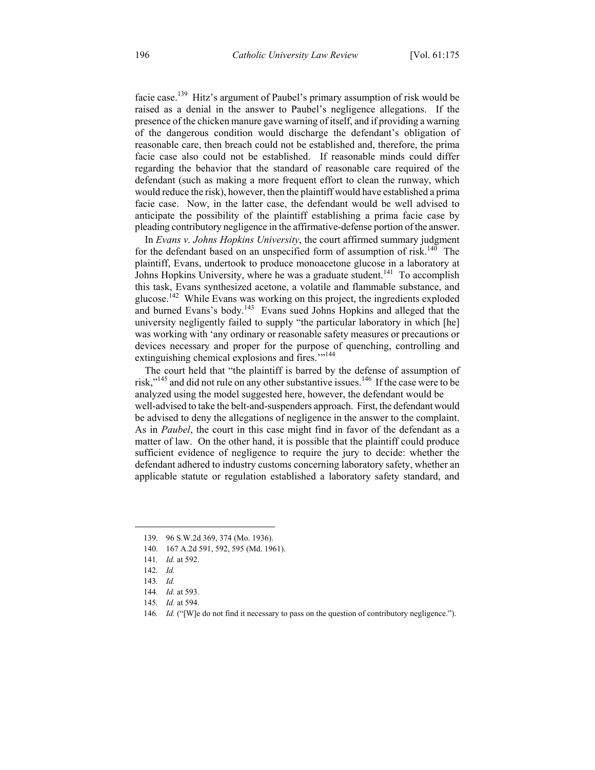facie case.[139] Hitz's argument of Paubel's primary assumption of risk would be raised as a denial in the answer to Paubel's negligence allegations. If the presence of the chicken manure gave warning of itself, and if providing a warning of the dangerous condition would discharge the defendant's obligation of reasonable care, then breach could not be established and, therefore, the prima facie case also could not be established. If reasonable minds could differ regarding the behavior that the standard of reasonable care required of the defendant (such as making a more frequent effort to clean the runway, which would reduce the risk), however, then the plaintiff would have established a prima facie case. Now, in the latter case, the defendant would be well advised to anticipate the possibility of the plaintiff establishing a prima facie case by pleading contributory negligence in the affirmative-defense portion of the answer.

In *Evans v. Johns Hopkins University*, the court affirmed summary judgment for the defendant based on an unspecified form of assumption of risk.[140] The plaintiff, Evans, undertook to produce monoacetone glucose in a laboratory at Johns Hopkins University, where he was a graduate student.[141] To accomplish this task, Evans synthesized acetone, a volatile and flammable substance, and glucose.[142] While Evans was working on this project, the ingredients exploded and burned Evans's body.[143] Evans sued Johns Hopkins and alleged that the university negligently failed to supply "the particular laboratory in which [he] was working with 'any ordinary or reasonable safety measures or precautions or devices necessary and proper for the purpose of quenching, controlling and extinguishing chemical explosions and fires.'"[144]

The court held that "the plaintiff is barred by the defense of assumption of risk,"[145] and did not rule on any other substantive issues.[146] If the case were to be analyzed using the model suggested here, however, the defendant would be well-advised to take the belt-and-suspenders approach. First, the defendant would be advised to deny the allegations of negligence in the answer to the complaint. As in *Paubel*, the court in this case might find in favor of the defendant as a matter of law. On the other hand, it is possible that the plaintiff could produce sufficient evidence of negligence to require the jury to decide: whether the defendant adhered to industry customs concerning laboratory safety, whether an applicable statute or regulation established a laboratory safety standard, and

139. 96 S.W.2d 369, 374 (Mo. 1936).

140. 167 A.2d 591, 592, 595 (Md. 1961).

141. *Id.* at 592.

142. *Id.*

143. *Id.*

144. *Id.* at 593.

145. *Id.* at 594.

146. *Id.* ("[W]e do not find it necessary to pass on the question of contributory negligence.").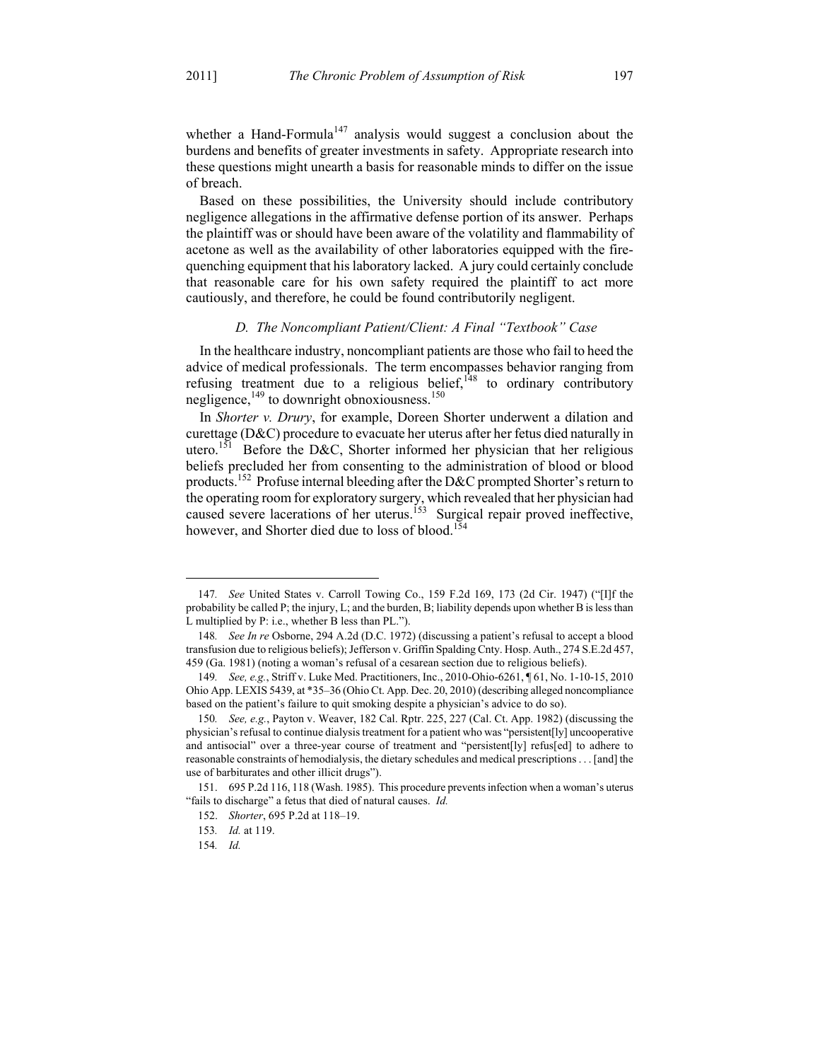whether a Hand-Formula[147] analysis would suggest a conclusion about the burdens and benefits of greater investments in safety. Appropriate research into these questions might unearth a basis for reasonable minds to differ on the issue of breach.

Based on these possibilities, the University should include contributory negligence allegations in the affirmative defense portion of its answer. Perhaps the plaintiff was or should have been aware of the volatility and flammability of acetone as well as the availability of other laboratories equipped with the fire-quenching equipment that his laboratory lacked. A jury could certainly conclude that reasonable care for his own safety required the plaintiff to act more cautiously, and therefore, he could be found contributorily negligent.

### *D. The Noncompliant Patient/Client: A Final "Textbook" Case*

In the healthcare industry, noncompliant patients are those who fail to heed the advice of medical professionals. The term encompasses behavior ranging from refusing treatment due to a religious belief,[148] to ordinary contributory negligence,[149] to downright obnoxiousness.[150]

In *Shorter v. Drury*, for example, Doreen Shorter underwent a dilation and curettage (D&C) procedure to evacuate her uterus after her fetus died naturally in utero.[151] Before the D&C, Shorter informed her physician that her religious beliefs precluded her from consenting to the administration of blood or blood products.[152] Profuse internal bleeding after the D&C prompted Shorter's return to the operating room for exploratory surgery, which revealed that her physician had caused severe lacerations of her uterus.[153] Surgical repair proved ineffective, however, and Shorter died due to loss of blood.[154]

---

147. *See* United States v. Carroll Towing Co., 159 F.2d 169, 173 (2d Cir. 1947) ("[I]f the probability be called P; the injury, L; and the burden, B; liability depends upon whether B is less than L multiplied by P: i.e., whether B less than PL.").

148. *See In re* Osborne, 294 A.2d (D.C. 1972) (discussing a patient's refusal to accept a blood transfusion due to religious beliefs); Jefferson v. Griffin Spalding Cnty. Hosp. Auth., 274 S.E.2d 457, 459 (Ga. 1981) (noting a woman's refusal of a cesarean section due to religious beliefs).

149. *See, e.g.*, Striff v. Luke Med. Practitioners, Inc., 2010-Ohio-6261, ¶ 61, No. 1-10-15, 2010 Ohio App. LEXIS 5439, at *35–36 (Ohio Ct. App. Dec. 20, 2010) (describing alleged noncompliance based on the patient's failure to quit smoking despite a physician's advice to do so).

150. *See, e.g.*, Payton v. Weaver, 182 Cal. Rptr. 225, 227 (Cal. Ct. App. 1982) (discussing the physician's refusal to continue dialysis treatment for a patient who was "persistent[ly] uncooperative and antisocial" over a three-year course of treatment and "persistent[ly] refus[ed] to adhere to reasonable constraints of hemodialysis, the dietary schedules and medical prescriptions . . . [and] the use of barbiturates and other illicit drugs").

151. 695 P.2d 116, 118 (Wash. 1985). This procedure prevents infection when a woman's uterus "fails to discharge" a fetus that died of natural causes. *Id.*

152. *Shorter*, 695 P.2d at 118–19.

153. *Id.* at 119.

154. *Id.*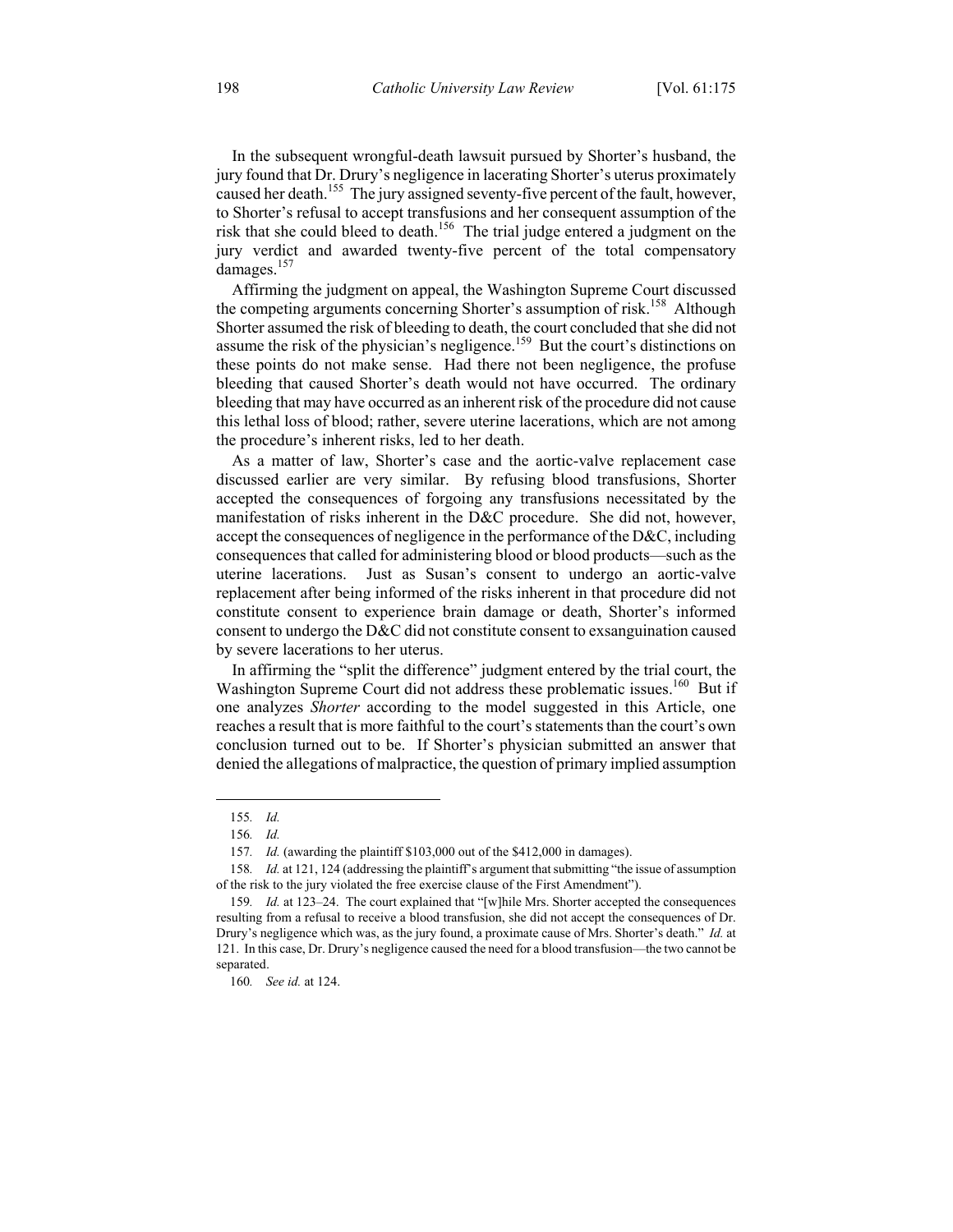In the subsequent wrongful-death lawsuit pursued by Shorter's husband, the jury found that Dr. Drury's negligence in lacerating Shorter's uterus proximately caused her death.[155] The jury assigned seventy-five percent of the fault, however, to Shorter's refusal to accept transfusions and her consequent assumption of the risk that she could bleed to death.[156] The trial judge entered a judgment on the jury verdict and awarded twenty-five percent of the total compensatory damages.[157]

Affirming the judgment on appeal, the Washington Supreme Court discussed the competing arguments concerning Shorter's assumption of risk.[158] Although Shorter assumed the risk of bleeding to death, the court concluded that she did not assume the risk of the physician's negligence.[159] But the court's distinctions on these points do not make sense. Had there not been negligence, the profuse bleeding that caused Shorter's death would not have occurred. The ordinary bleeding that may have occurred as an inherent risk of the procedure did not cause this lethal loss of blood; rather, severe uterine lacerations, which are not among the procedure's inherent risks, led to her death.

As a matter of law, Shorter's case and the aortic-valve replacement case discussed earlier are very similar. By refusing blood transfusions, Shorter accepted the consequences of forgoing any transfusions necessitated by the manifestation of risks inherent in the D&C procedure. She did not, however, accept the consequences of negligence in the performance of the D&C, including consequences that called for administering blood or blood products—such as the uterine lacerations. Just as Susan's consent to undergo an aortic-valve replacement after being informed of the risks inherent in that procedure did not constitute consent to experience brain damage or death, Shorter's informed consent to undergo the D&C did not constitute consent to exsanguination caused by severe lacerations to her uterus.

In affirming the "split the difference" judgment entered by the trial court, the Washington Supreme Court did not address these problematic issues.[160] But if one analyzes *Shorter* according to the model suggested in this Article, one reaches a result that is more faithful to the court's statements than the court's own conclusion turned out to be. If Shorter's physician submitted an answer that denied the allegations of malpractice, the question of primary implied assumption

---

155. *Id.*

156. *Id.*

157. *Id.* (awarding the plaintiff $103,000 out of the $412,000 in damages).

158. *Id.* at 121, 124 (addressing the plaintiff's argument that submitting "the issue of assumption of the risk to the jury violated the free exercise clause of the First Amendment").

159. *Id.* at 123–24. The court explained that "[w]hile Mrs. Shorter accepted the consequences resulting from a refusal to receive a blood transfusion, she did not accept the consequences of Dr. Drury's negligence which was, as the jury found, a proximate cause of Mrs. Shorter's death." *Id.* at 121. In this case, Dr. Drury's negligence caused the need for a blood transfusion—the two cannot be separated.

160. *See id.* at 124.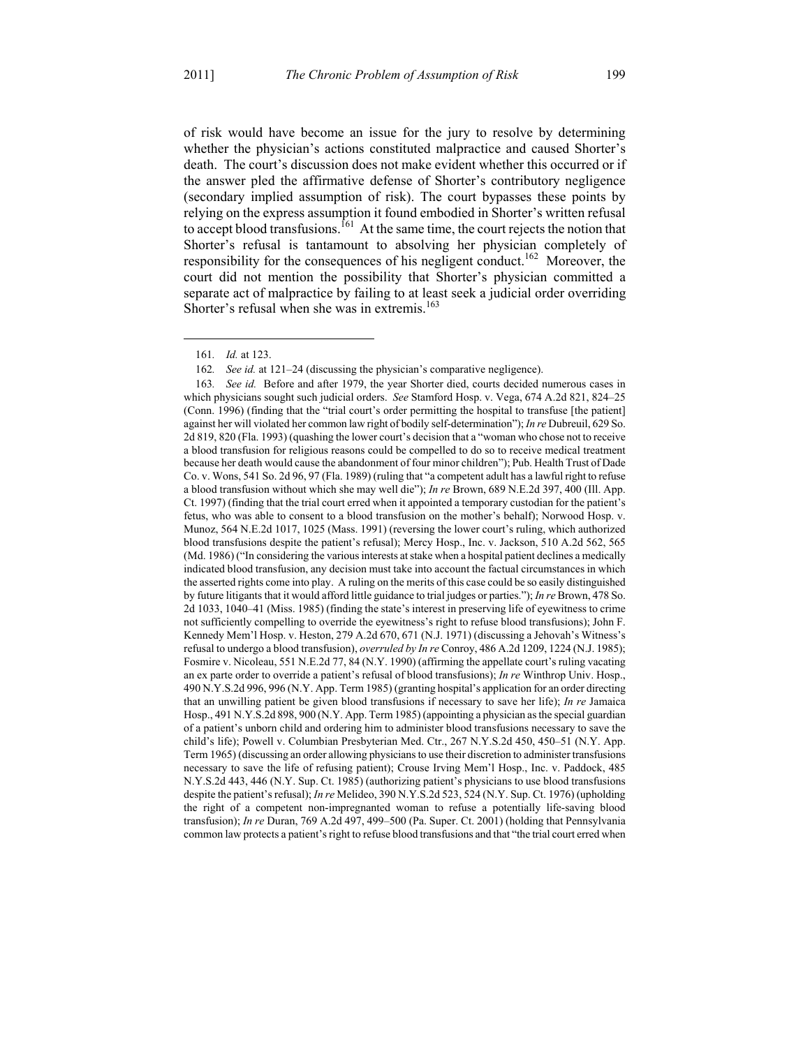of risk would have become an issue for the jury to resolve by determining whether the physician's actions constituted malpractice and caused Shorter's death. The court's discussion does not make evident whether this occurred or if the answer pled the affirmative defense of Shorter's contributory negligence (secondary implied assumption of risk). The court bypasses these points by relying on the express assumption it found embodied in Shorter's written refusal to accept blood transfusions.[161] At the same time, the court rejects the notion that Shorter's refusal is tantamount to absolving her physician completely of responsibility for the consequences of his negligent conduct.[162] Moreover, the court did not mention the possibility that Shorter's physician committed a separate act of malpractice by failing to at least seek a judicial order overriding Shorter's refusal when she was in extremis.[163]

---

161. *Id.* at 123.

162. *See id.* at 121–24 (discussing the physician's comparative negligence).

163. *See id.* Before and after 1979, the year Shorter died, courts decided numerous cases in which physicians sought such judicial orders. *See* Stamford Hosp. v. Vega, 674 A.2d 821, 824–25 (Conn. 1996) (finding that the "trial court's order permitting the hospital to transfuse [the patient] against her will violated her common law right of bodily self-determination"); *In re* Dubreuil, 629 So. 2d 819, 820 (Fla. 1993) (quashing the lower court's decision that a "woman who chose not to receive a blood transfusion for religious reasons could be compelled to do so to receive medical treatment because her death would cause the abandonment of four minor children"); Pub. Health Trust of Dade Co. v. Wons, 541 So. 2d 96, 97 (Fla. 1989) (ruling that "a competent adult has a lawful right to refuse a blood transfusion without which she may well die"); *In re* Brown, 689 N.E.2d 397, 400 (Ill. App. Ct. 1997) (finding that the trial court erred when it appointed a temporary custodian for the patient's fetus, who was able to consent to a blood transfusion on the mother's behalf); Norwood Hosp. v. Munoz, 564 N.E.2d 1017, 1025 (Mass. 1991) (reversing the lower court's ruling, which authorized blood transfusions despite the patient's refusal); Mercy Hosp., Inc. v. Jackson, 510 A.2d 562, 565 (Md. 1986) ("In considering the various interests at stake when a hospital patient declines a medically indicated blood transfusion, any decision must take into account the factual circumstances in which the asserted rights come into play. A ruling on the merits of this case could be so easily distinguished by future litigants that it would afford little guidance to trial judges or parties."); *In re* Brown, 478 So. 2d 1033, 1040–41 (Miss. 1985) (finding the state's interest in preserving life of eyewitness to crime not sufficiently compelling to override the eyewitness's right to refuse blood transfusions); John F. Kennedy Mem'l Hosp. v. Heston, 279 A.2d 670, 671 (N.J. 1971) (discussing a Jehovah's Witness's refusal to undergo a blood transfusion), *overruled by In re* Conroy, 486 A.2d 1209, 1224 (N.J. 1985); Fosmire v. Nicoleau, 551 N.E.2d 77, 84 (N.Y. 1990) (affirming the appellate court's ruling vacating an ex parte order to override a patient's refusal of blood transfusions); *In re* Winthrop Univ. Hosp., 490 N.Y.S.2d 996, 996 (N.Y. App. Term 1985) (granting hospital's application for an order directing that an unwilling patient be given blood transfusions if necessary to save her life); *In re* Jamaica Hosp., 491 N.Y.S.2d 898, 900 (N.Y. App. Term 1985) (appointing a physician as the special guardian of a patient's unborn child and ordering him to administer blood transfusions necessary to save the child's life); Powell v. Columbian Presbyterian Med. Ctr., 267 N.Y.S.2d 450, 450–51 (N.Y. App. Term 1965) (discussing an order allowing physicians to use their discretion to administer transfusions necessary to save the life of refusing patient); Crouse Irving Mem'l Hosp., Inc. v. Paddock, 485 N.Y.S.2d 443, 446 (N.Y. Sup. Ct. 1985) (authorizing patient's physicians to use blood transfusions despite the patient's refusal); *In re* Melideo, 390 N.Y.S.2d 523, 524 (N.Y. Sup. Ct. 1976) (upholding the right of a competent non-impregnanted woman to refuse a potentially life-saving blood transfusion); *In re* Duran, 769 A.2d 497, 499–500 (Pa. Super. Ct. 2001) (holding that Pennsylvania common law protects a patient's right to refuse blood transfusions and that "the trial court erred when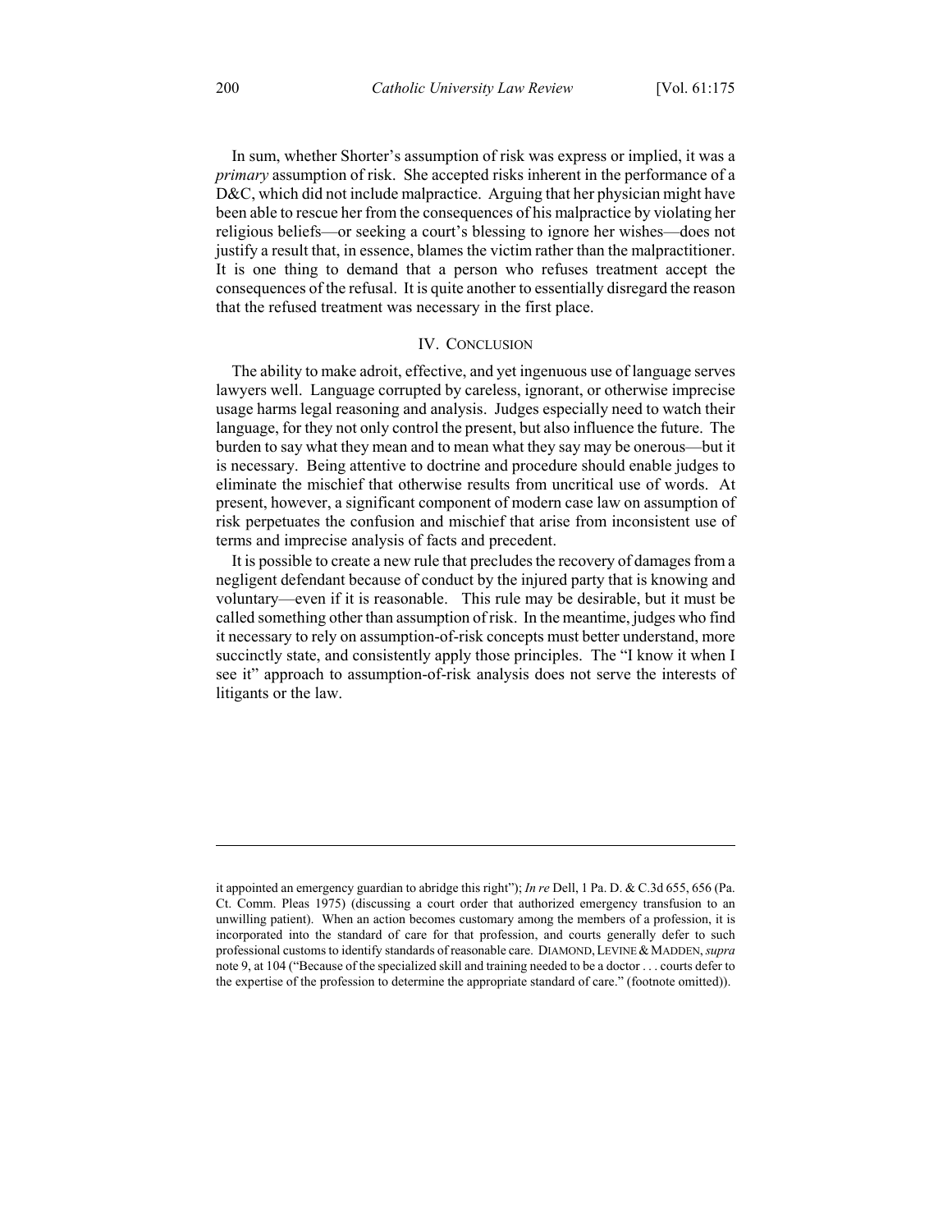In sum, whether Shorter's assumption of risk was express or implied, it was a *primary* assumption of risk. She accepted risks inherent in the performance of a D&C, which did not include malpractice. Arguing that her physician might have been able to rescue her from the consequences of his malpractice by violating her religious beliefs—or seeking a court's blessing to ignore her wishes—does not justify a result that, in essence, blames the victim rather than the malpractitioner. It is one thing to demand that a person who refuses treatment accept the consequences of the refusal. It is quite another to essentially disregard the reason that the refused treatment was necessary in the first place.

## IV. CONCLUSION

The ability to make adroit, effective, and yet ingenuous use of language serves lawyers well. Language corrupted by careless, ignorant, or otherwise imprecise usage harms legal reasoning and analysis. Judges especially need to watch their language, for they not only control the present, but also influence the future. The burden to say what they mean and to mean what they say may be onerous—but it is necessary. Being attentive to doctrine and procedure should enable judges to eliminate the mischief that otherwise results from uncritical use of words. At present, however, a significant component of modern case law on assumption of risk perpetuates the confusion and mischief that arise from inconsistent use of terms and imprecise analysis of facts and precedent.

It is possible to create a new rule that precludes the recovery of damages from a negligent defendant because of conduct by the injured party that is knowing and voluntary—even if it is reasonable. This rule may be desirable, but it must be called something other than assumption of risk. In the meantime, judges who find it necessary to rely on assumption-of-risk concepts must better understand, more succinctly state, and consistently apply those principles. The "I know it when I see it" approach to assumption-of-risk analysis does not serve the interests of litigants or the law.

---

it appointed an emergency guardian to abridge this right"); *In re* Dell, 1 Pa. D. & C.3d 655, 656 (Pa. Ct. Comm. Pleas 1975) (discussing a court order that authorized emergency transfusion to an unwilling patient). When an action becomes customary among the members of a profession, it is incorporated into the standard of care for that profession, and courts generally defer to such professional customs to identify standards of reasonable care. DIAMOND, LEVINE & MADDEN, *supra* note 9, at 104 ("Because of the specialized skill and training needed to be a doctor . . . courts defer to the expertise of the profession to determine the appropriate standard of care." (footnote omitted)).